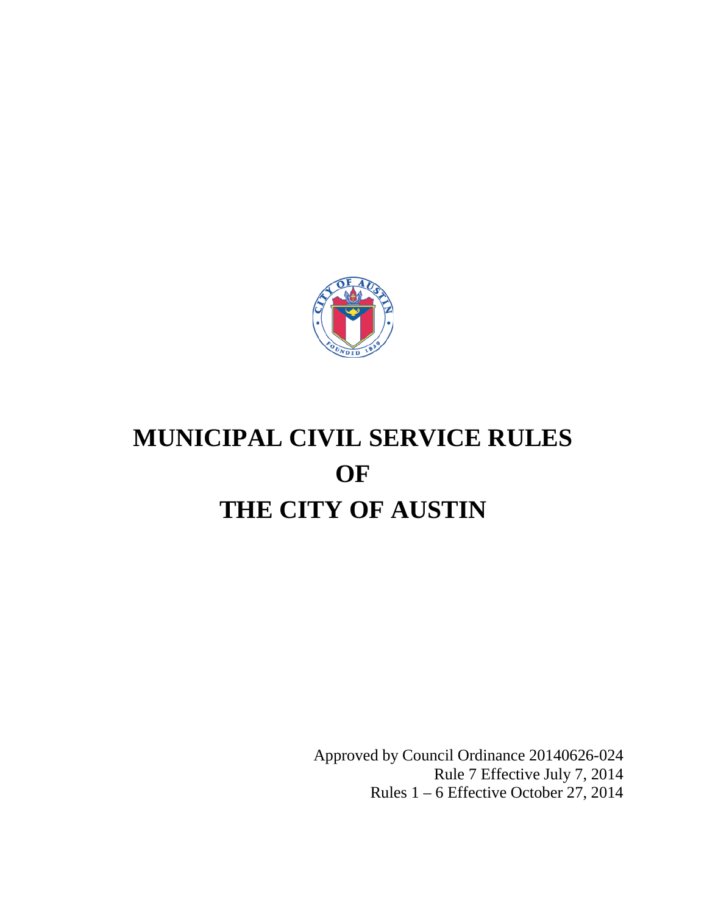# MUNICIPAL CIVIL SERVICE RULES
# OF
# THE CITY OF AUSTIN

Approved by Council Ordinance 20140626-024
Rule 7 Effective July 7, 2014
Rules 1 – 6 Effective October 27, 2014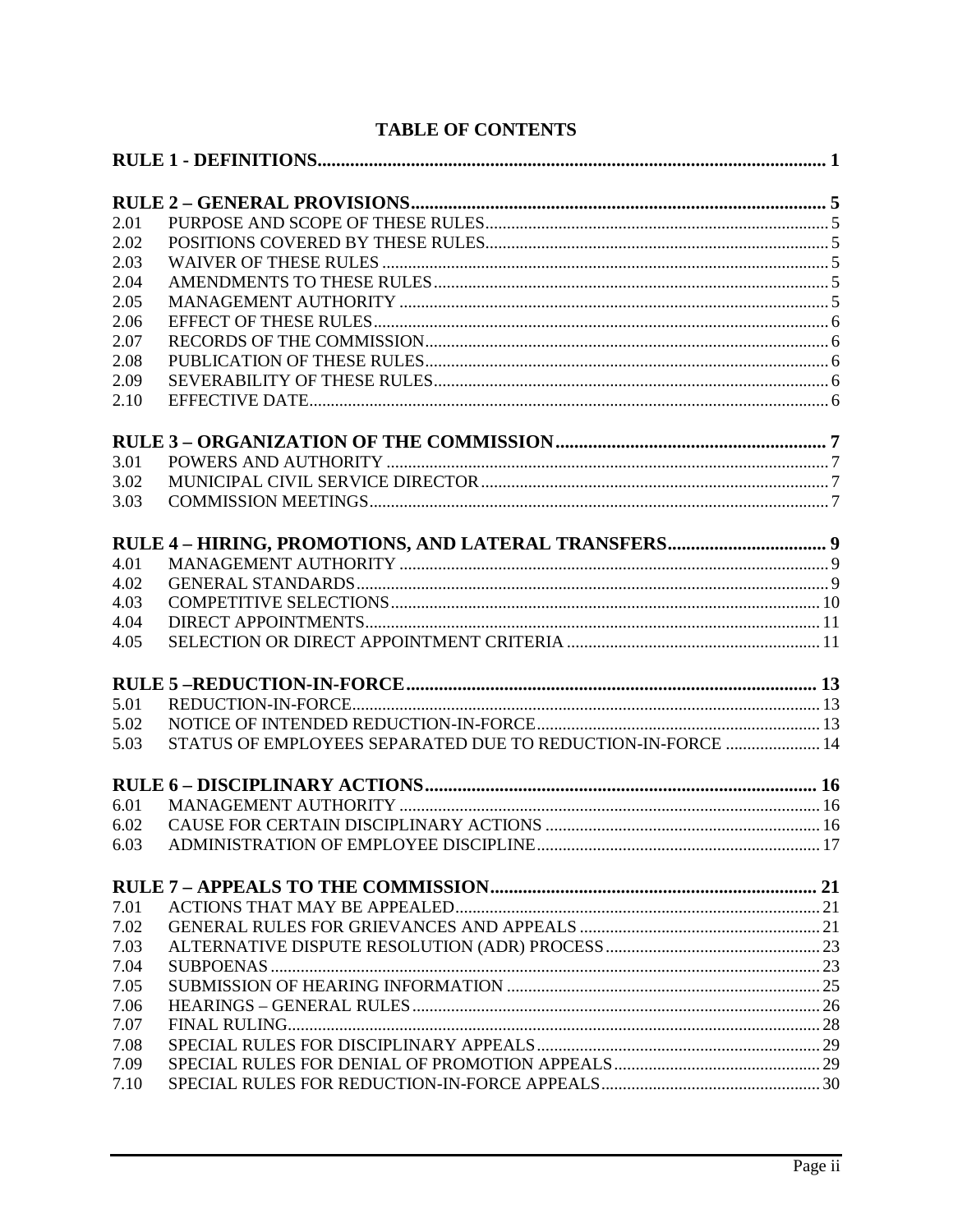# TABLE OF CONTENTS

**RULE 1 - DEFINITIONS** ..... 1

**RULE 2 – GENERAL PROVISIONS** ..... 5

| | | |
|---|---|---|
| 2.01 | PURPOSE AND SCOPE OF THESE RULES | 5 |
| 2.02 | POSITIONS COVERED BY THESE RULES | 5 |
| 2.03 | WAIVER OF THESE RULES | 5 |
| 2.04 | AMENDMENTS TO THESE RULES | 5 |
| 2.05 | MANAGEMENT AUTHORITY | 5 |
| 2.06 | EFFECT OF THESE RULES | 6 |
| 2.07 | RECORDS OF THE COMMISSION | 6 |
| 2.08 | PUBLICATION OF THESE RULES | 6 |
| 2.09 | SEVERABILITY OF THESE RULES | 6 |
| 2.10 | EFFECTIVE DATE | 6 |

**RULE 3 – ORGANIZATION OF THE COMMISSION** ..... 7

| | | |
|---|---|---|
| 3.01 | POWERS AND AUTHORITY | 7 |
| 3.02 | MUNICIPAL CIVIL SERVICE DIRECTOR | 7 |
| 3.03 | COMMISSION MEETINGS | 7 |

**RULE 4 – HIRING, PROMOTIONS, AND LATERAL TRANSFERS** ..... 9

| | | |
|---|---|---|
| 4.01 | MANAGEMENT AUTHORITY | 9 |
| 4.02 | GENERAL STANDARDS | 9 |
| 4.03 | COMPETITIVE SELECTIONS | 10 |
| 4.04 | DIRECT APPOINTMENTS | 11 |
| 4.05 | SELECTION OR DIRECT APPOINTMENT CRITERIA | 11 |

**RULE 5 –REDUCTION-IN-FORCE** ..... 13

| | | |
|---|---|---|
| 5.01 | REDUCTION-IN-FORCE | 13 |
| 5.02 | NOTICE OF INTENDED REDUCTION-IN-FORCE | 13 |
| 5.03 | STATUS OF EMPLOYEES SEPARATED DUE TO REDUCTION-IN-FORCE | 14 |

**RULE 6 – DISCIPLINARY ACTIONS** ..... 16

| | | |
|---|---|---|
| 6.01 | MANAGEMENT AUTHORITY | 16 |
| 6.02 | CAUSE FOR CERTAIN DISCIPLINARY ACTIONS | 16 |
| 6.03 | ADMINISTRATION OF EMPLOYEE DISCIPLINE | 17 |

**RULE 7 – APPEALS TO THE COMMISSION** ..... 21

| | | |
|---|---|---|
| 7.01 | ACTIONS THAT MAY BE APPEALED | 21 |
| 7.02 | GENERAL RULES FOR GRIEVANCES AND APPEALS | 21 |
| 7.03 | ALTERNATIVE DISPUTE RESOLUTION (ADR) PROCESS | 23 |
| 7.04 | SUBPOENAS | 23 |
| 7.05 | SUBMISSION OF HEARING INFORMATION | 25 |
| 7.06 | HEARINGS – GENERAL RULES | 26 |
| 7.07 | FINAL RULING | 28 |
| 7.08 | SPECIAL RULES FOR DISCIPLINARY APPEALS | 29 |
| 7.09 | SPECIAL RULES FOR DENIAL OF PROMOTION APPEALS | 29 |
| 7.10 | SPECIAL RULES FOR REDUCTION-IN-FORCE APPEALS | 30 |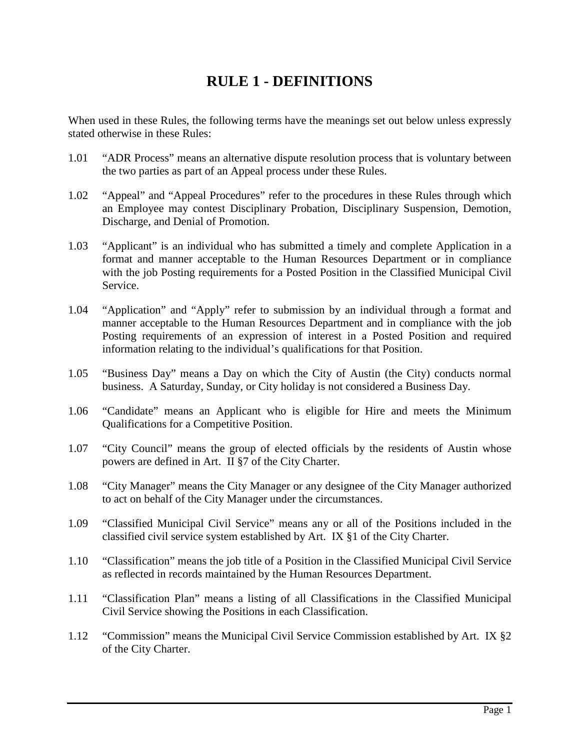# RULE 1 - DEFINITIONS

When used in these Rules, the following terms have the meanings set out below unless expressly stated otherwise in these Rules:

1.01 "ADR Process" means an alternative dispute resolution process that is voluntary between the two parties as part of an Appeal process under these Rules.

1.02 "Appeal" and "Appeal Procedures" refer to the procedures in these Rules through which an Employee may contest Disciplinary Probation, Disciplinary Suspension, Demotion, Discharge, and Denial of Promotion.

1.03 "Applicant" is an individual who has submitted a timely and complete Application in a format and manner acceptable to the Human Resources Department or in compliance with the job Posting requirements for a Posted Position in the Classified Municipal Civil Service.

1.04 "Application" and "Apply" refer to submission by an individual through a format and manner acceptable to the Human Resources Department and in compliance with the job Posting requirements of an expression of interest in a Posted Position and required information relating to the individual's qualifications for that Position.

1.05 "Business Day" means a Day on which the City of Austin (the City) conducts normal business. A Saturday, Sunday, or City holiday is not considered a Business Day.

1.06 "Candidate" means an Applicant who is eligible for Hire and meets the Minimum Qualifications for a Competitive Position.

1.07 "City Council" means the group of elected officials by the residents of Austin whose powers are defined in Art. II §7 of the City Charter.

1.08 "City Manager" means the City Manager or any designee of the City Manager authorized to act on behalf of the City Manager under the circumstances.

1.09 "Classified Municipal Civil Service" means any or all of the Positions included in the classified civil service system established by Art. IX §1 of the City Charter.

1.10 "Classification" means the job title of a Position in the Classified Municipal Civil Service as reflected in records maintained by the Human Resources Department.

1.11 "Classification Plan" means a listing of all Classifications in the Classified Municipal Civil Service showing the Positions in each Classification.

1.12 "Commission" means the Municipal Civil Service Commission established by Art. IX §2 of the City Charter.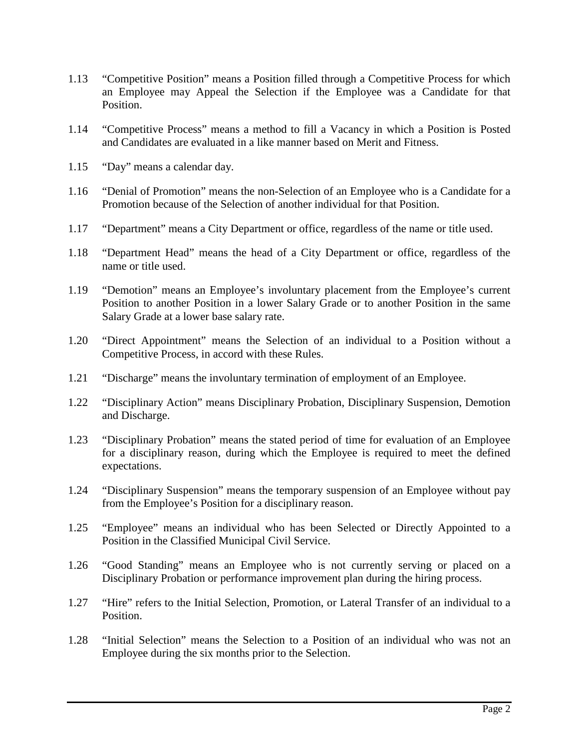1.13 "Competitive Position" means a Position filled through a Competitive Process for which an Employee may Appeal the Selection if the Employee was a Candidate for that Position.

1.14 "Competitive Process" means a method to fill a Vacancy in which a Position is Posted and Candidates are evaluated in a like manner based on Merit and Fitness.

1.15 "Day" means a calendar day.

1.16 "Denial of Promotion" means the non-Selection of an Employee who is a Candidate for a Promotion because of the Selection of another individual for that Position.

1.17 "Department" means a City Department or office, regardless of the name or title used.

1.18 "Department Head" means the head of a City Department or office, regardless of the name or title used.

1.19 "Demotion" means an Employee's involuntary placement from the Employee's current Position to another Position in a lower Salary Grade or to another Position in the same Salary Grade at a lower base salary rate.

1.20 "Direct Appointment" means the Selection of an individual to a Position without a Competitive Process, in accord with these Rules.

1.21 "Discharge" means the involuntary termination of employment of an Employee.

1.22 "Disciplinary Action" means Disciplinary Probation, Disciplinary Suspension, Demotion and Discharge.

1.23 "Disciplinary Probation" means the stated period of time for evaluation of an Employee for a disciplinary reason, during which the Employee is required to meet the defined expectations.

1.24 "Disciplinary Suspension" means the temporary suspension of an Employee without pay from the Employee's Position for a disciplinary reason.

1.25 "Employee" means an individual who has been Selected or Directly Appointed to a Position in the Classified Municipal Civil Service.

1.26 "Good Standing" means an Employee who is not currently serving or placed on a Disciplinary Probation or performance improvement plan during the hiring process.

1.27 "Hire" refers to the Initial Selection, Promotion, or Lateral Transfer of an individual to a Position.

1.28 "Initial Selection" means the Selection to a Position of an individual who was not an Employee during the six months prior to the Selection.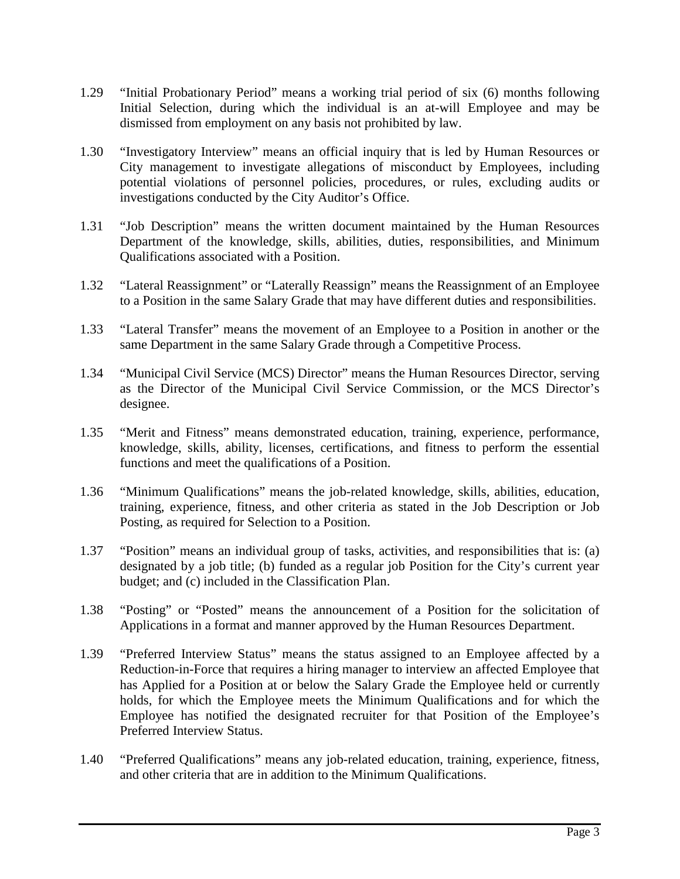1.29 "Initial Probationary Period" means a working trial period of six (6) months following Initial Selection, during which the individual is an at-will Employee and may be dismissed from employment on any basis not prohibited by law.

1.30 "Investigatory Interview" means an official inquiry that is led by Human Resources or City management to investigate allegations of misconduct by Employees, including potential violations of personnel policies, procedures, or rules, excluding audits or investigations conducted by the City Auditor's Office.

1.31 "Job Description" means the written document maintained by the Human Resources Department of the knowledge, skills, abilities, duties, responsibilities, and Minimum Qualifications associated with a Position.

1.32 "Lateral Reassignment" or "Laterally Reassign" means the Reassignment of an Employee to a Position in the same Salary Grade that may have different duties and responsibilities.

1.33 "Lateral Transfer" means the movement of an Employee to a Position in another or the same Department in the same Salary Grade through a Competitive Process.

1.34 "Municipal Civil Service (MCS) Director" means the Human Resources Director, serving as the Director of the Municipal Civil Service Commission, or the MCS Director's designee.

1.35 "Merit and Fitness" means demonstrated education, training, experience, performance, knowledge, skills, ability, licenses, certifications, and fitness to perform the essential functions and meet the qualifications of a Position.

1.36 "Minimum Qualifications" means the job-related knowledge, skills, abilities, education, training, experience, fitness, and other criteria as stated in the Job Description or Job Posting, as required for Selection to a Position.

1.37 "Position" means an individual group of tasks, activities, and responsibilities that is: (a) designated by a job title; (b) funded as a regular job Position for the City's current year budget; and (c) included in the Classification Plan.

1.38 "Posting" or "Posted" means the announcement of a Position for the solicitation of Applications in a format and manner approved by the Human Resources Department.

1.39 "Preferred Interview Status" means the status assigned to an Employee affected by a Reduction-in-Force that requires a hiring manager to interview an affected Employee that has Applied for a Position at or below the Salary Grade the Employee held or currently holds, for which the Employee meets the Minimum Qualifications and for which the Employee has notified the designated recruiter for that Position of the Employee's Preferred Interview Status.

1.40 "Preferred Qualifications" means any job-related education, training, experience, fitness, and other criteria that are in addition to the Minimum Qualifications.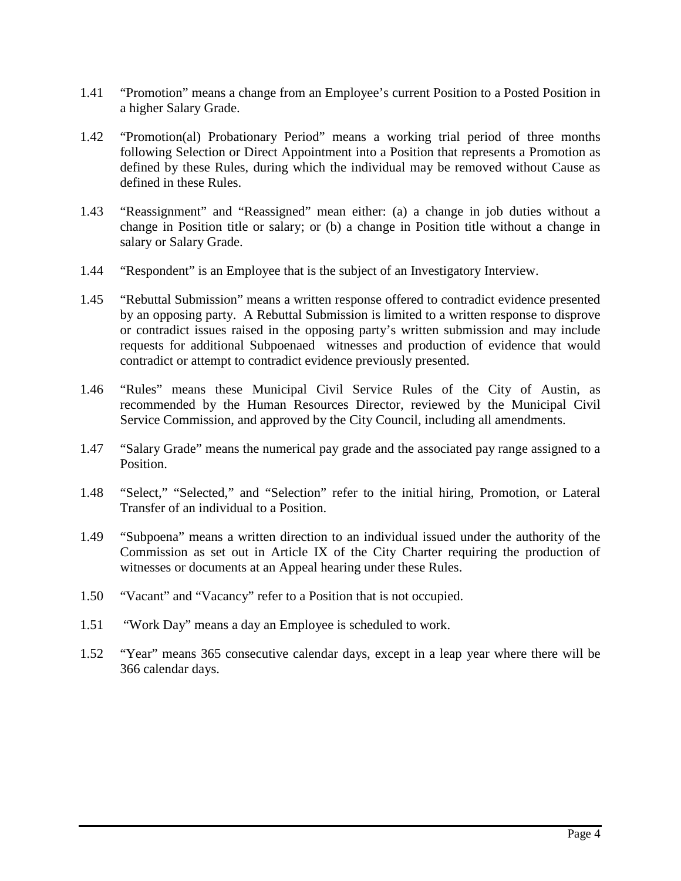1.41 “Promotion” means a change from an Employee’s current Position to a Posted Position in a higher Salary Grade.

1.42 “Promotion(al) Probationary Period” means a working trial period of three months following Selection or Direct Appointment into a Position that represents a Promotion as defined by these Rules, during which the individual may be removed without Cause as defined in these Rules.

1.43 “Reassignment” and “Reassigned” mean either: (a) a change in job duties without a change in Position title or salary; or (b) a change in Position title without a change in salary or Salary Grade.

1.44 “Respondent” is an Employee that is the subject of an Investigatory Interview.

1.45 “Rebuttal Submission” means a written response offered to contradict evidence presented by an opposing party. A Rebuttal Submission is limited to a written response to disprove or contradict issues raised in the opposing party’s written submission and may include requests for additional Subpoenaed witnesses and production of evidence that would contradict or attempt to contradict evidence previously presented.

1.46 “Rules” means these Municipal Civil Service Rules of the City of Austin, as recommended by the Human Resources Director, reviewed by the Municipal Civil Service Commission, and approved by the City Council, including all amendments.

1.47 “Salary Grade” means the numerical pay grade and the associated pay range assigned to a Position.

1.48 “Select,” “Selected,” and “Selection” refer to the initial hiring, Promotion, or Lateral Transfer of an individual to a Position.

1.49 “Subpoena” means a written direction to an individual issued under the authority of the Commission as set out in Article IX of the City Charter requiring the production of witnesses or documents at an Appeal hearing under these Rules.

1.50 “Vacant” and “Vacancy” refer to a Position that is not occupied.

1.51 “Work Day” means a day an Employee is scheduled to work.

1.52 “Year” means 365 consecutive calendar days, except in a leap year where there will be 366 calendar days.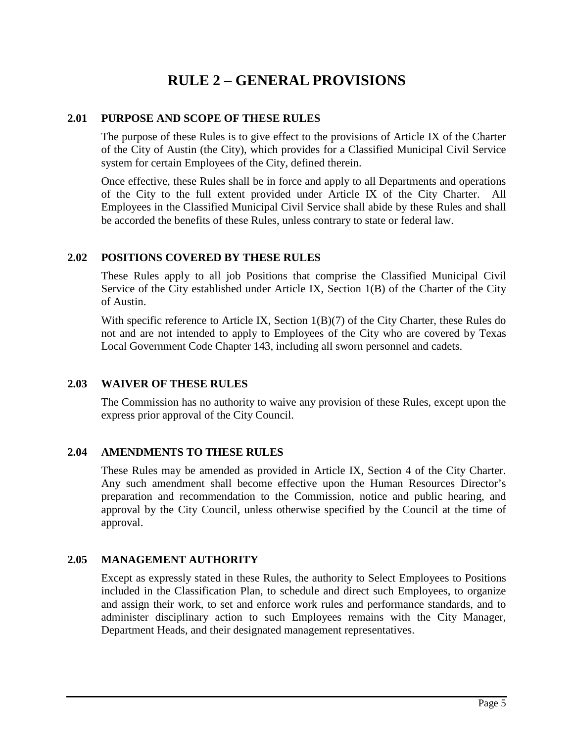# RULE 2 – GENERAL PROVISIONS

## 2.01 PURPOSE AND SCOPE OF THESE RULES

The purpose of these Rules is to give effect to the provisions of Article IX of the Charter of the City of Austin (the City), which provides for a Classified Municipal Civil Service system for certain Employees of the City, defined therein.

Once effective, these Rules shall be in force and apply to all Departments and operations of the City to the full extent provided under Article IX of the City Charter. All Employees in the Classified Municipal Civil Service shall abide by these Rules and shall be accorded the benefits of these Rules, unless contrary to state or federal law.

## 2.02 POSITIONS COVERED BY THESE RULES

These Rules apply to all job Positions that comprise the Classified Municipal Civil Service of the City established under Article IX, Section 1(B) of the Charter of the City of Austin.

With specific reference to Article IX, Section 1(B)(7) of the City Charter, these Rules do not and are not intended to apply to Employees of the City who are covered by Texas Local Government Code Chapter 143, including all sworn personnel and cadets.

## 2.03 WAIVER OF THESE RULES

The Commission has no authority to waive any provision of these Rules, except upon the express prior approval of the City Council.

## 2.04 AMENDMENTS TO THESE RULES

These Rules may be amended as provided in Article IX, Section 4 of the City Charter. Any such amendment shall become effective upon the Human Resources Director's preparation and recommendation to the Commission, notice and public hearing, and approval by the City Council, unless otherwise specified by the Council at the time of approval.

## 2.05 MANAGEMENT AUTHORITY

Except as expressly stated in these Rules, the authority to Select Employees to Positions included in the Classification Plan, to schedule and direct such Employees, to organize and assign their work, to set and enforce work rules and performance standards, and to administer disciplinary action to such Employees remains with the City Manager, Department Heads, and their designated management representatives.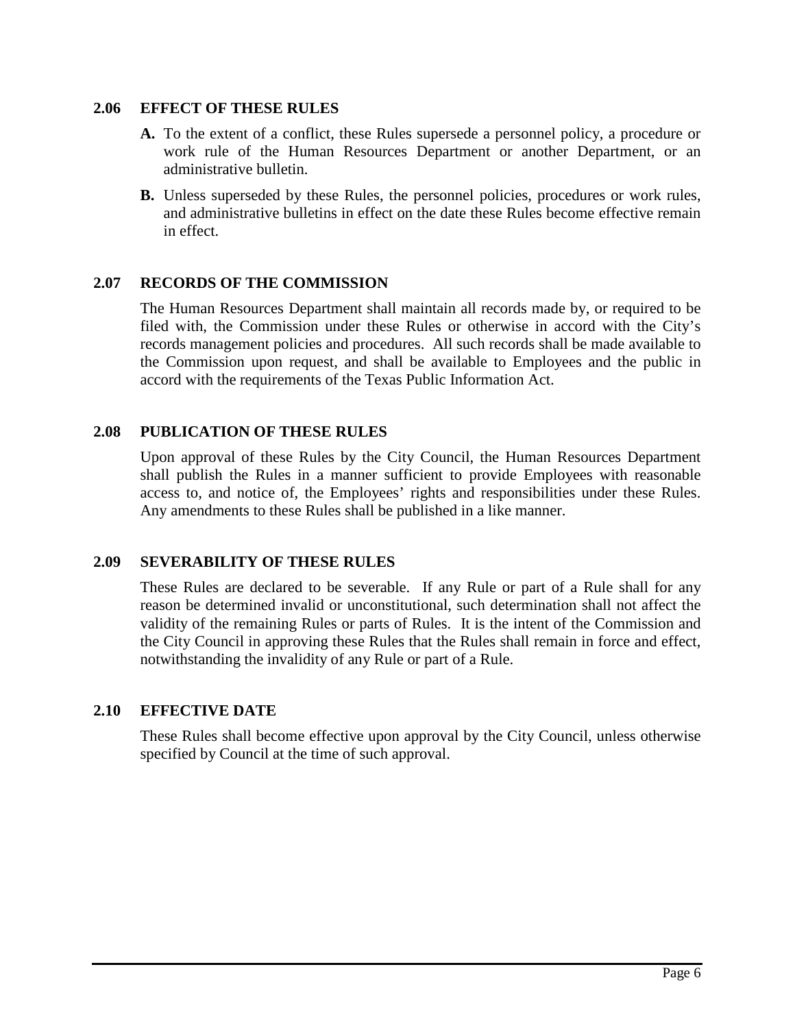### 2.06 EFFECT OF THESE RULES

**A.** To the extent of a conflict, these Rules supersede a personnel policy, a procedure or work rule of the Human Resources Department or another Department, or an administrative bulletin.

**B.** Unless superseded by these Rules, the personnel policies, procedures or work rules, and administrative bulletins in effect on the date these Rules become effective remain in effect.

### 2.07 RECORDS OF THE COMMISSION

The Human Resources Department shall maintain all records made by, or required to be filed with, the Commission under these Rules or otherwise in accord with the City's records management policies and procedures. All such records shall be made available to the Commission upon request, and shall be available to Employees and the public in accord with the requirements of the Texas Public Information Act.

### 2.08 PUBLICATION OF THESE RULES

Upon approval of these Rules by the City Council, the Human Resources Department shall publish the Rules in a manner sufficient to provide Employees with reasonable access to, and notice of, the Employees' rights and responsibilities under these Rules. Any amendments to these Rules shall be published in a like manner.

### 2.09 SEVERABILITY OF THESE RULES

These Rules are declared to be severable. If any Rule or part of a Rule shall for any reason be determined invalid or unconstitutional, such determination shall not affect the validity of the remaining Rules or parts of Rules. It is the intent of the Commission and the City Council in approving these Rules that the Rules shall remain in force and effect, notwithstanding the invalidity of any Rule or part of a Rule.

### 2.10 EFFECTIVE DATE

These Rules shall become effective upon approval by the City Council, unless otherwise specified by Council at the time of such approval.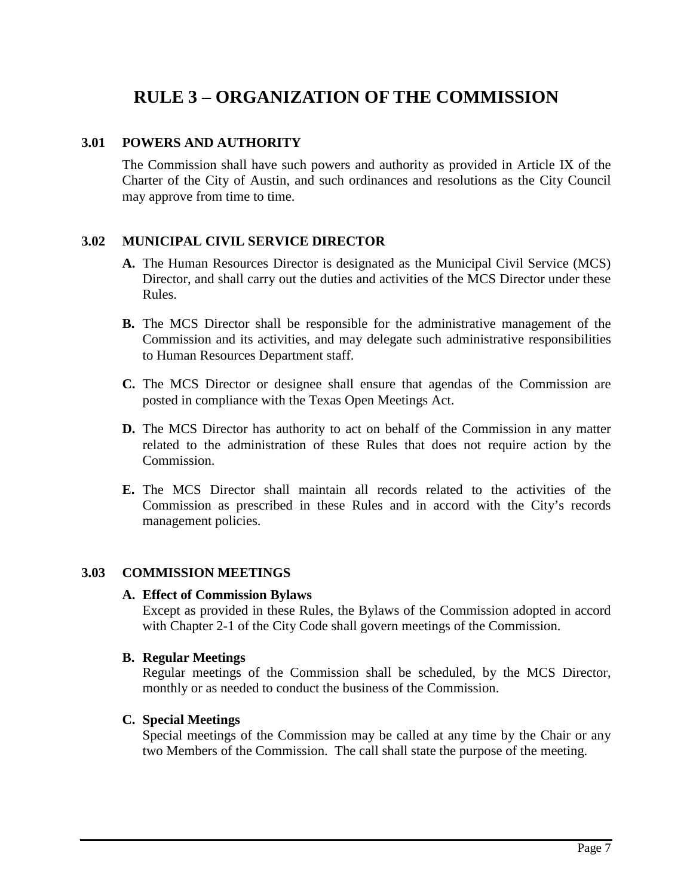# RULE 3 – ORGANIZATION OF THE COMMISSION

## 3.01 POWERS AND AUTHORITY

The Commission shall have such powers and authority as provided in Article IX of the Charter of the City of Austin, and such ordinances and resolutions as the City Council may approve from time to time.

## 3.02 MUNICIPAL CIVIL SERVICE DIRECTOR

**A.** The Human Resources Director is designated as the Municipal Civil Service (MCS) Director, and shall carry out the duties and activities of the MCS Director under these Rules.

**B.** The MCS Director shall be responsible for the administrative management of the Commission and its activities, and may delegate such administrative responsibilities to Human Resources Department staff.

**C.** The MCS Director or designee shall ensure that agendas of the Commission are posted in compliance with the Texas Open Meetings Act.

**D.** The MCS Director has authority to act on behalf of the Commission in any matter related to the administration of these Rules that does not require action by the Commission.

**E.** The MCS Director shall maintain all records related to the activities of the Commission as prescribed in these Rules and in accord with the City's records management policies.

## 3.03 COMMISSION MEETINGS

**A. Effect of Commission Bylaws**

Except as provided in these Rules, the Bylaws of the Commission adopted in accord with Chapter 2-1 of the City Code shall govern meetings of the Commission.

**B. Regular Meetings**

Regular meetings of the Commission shall be scheduled, by the MCS Director, monthly or as needed to conduct the business of the Commission.

**C. Special Meetings**

Special meetings of the Commission may be called at any time by the Chair or any two Members of the Commission. The call shall state the purpose of the meeting.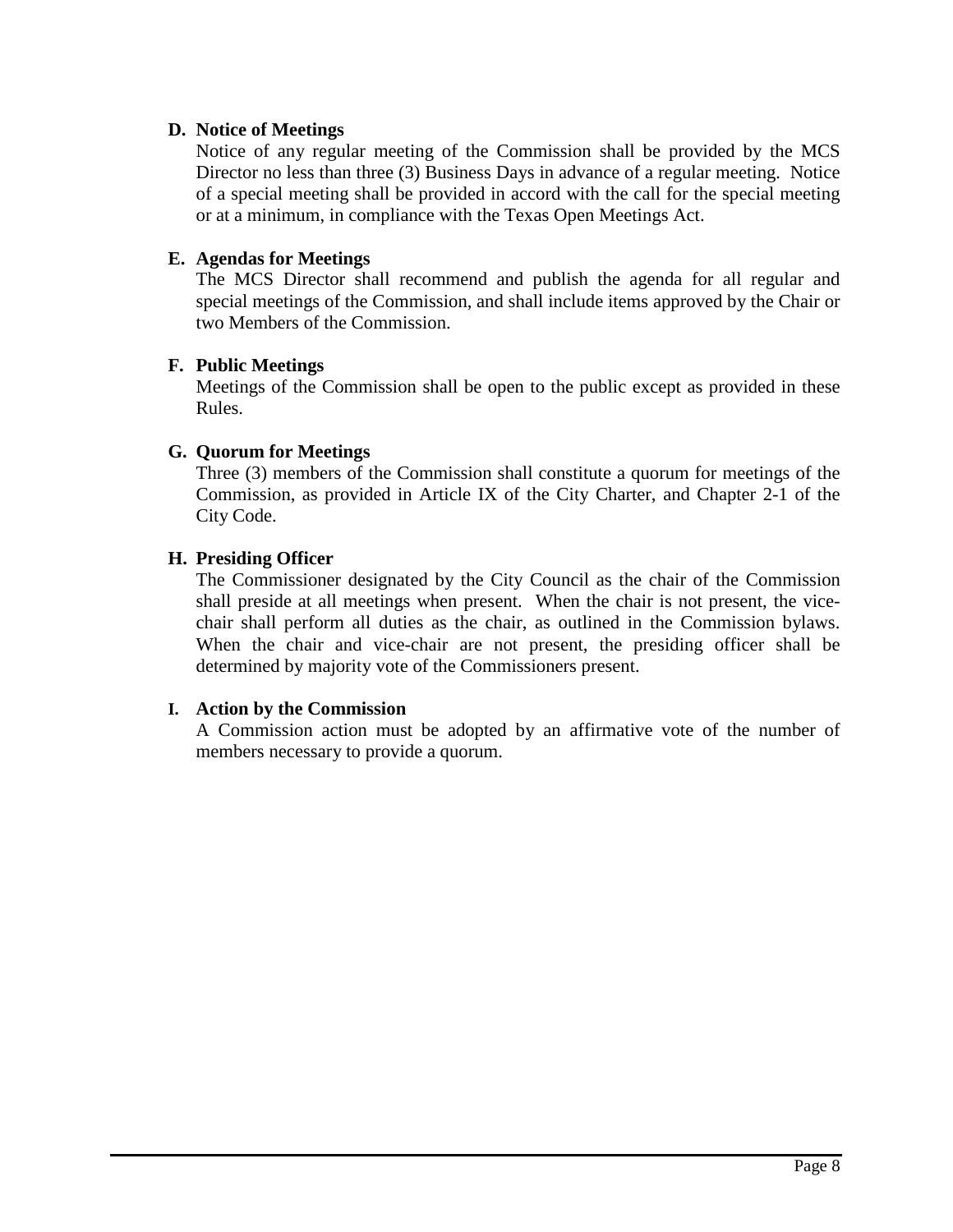### D. Notice of Meetings

Notice of any regular meeting of the Commission shall be provided by the MCS Director no less than three (3) Business Days in advance of a regular meeting. Notice of a special meeting shall be provided in accord with the call for the special meeting or at a minimum, in compliance with the Texas Open Meetings Act.

### E. Agendas for Meetings

The MCS Director shall recommend and publish the agenda for all regular and special meetings of the Commission, and shall include items approved by the Chair or two Members of the Commission.

### F. Public Meetings

Meetings of the Commission shall be open to the public except as provided in these Rules.

### G. Quorum for Meetings

Three (3) members of the Commission shall constitute a quorum for meetings of the Commission, as provided in Article IX of the City Charter, and Chapter 2-1 of the City Code.

### H. Presiding Officer

The Commissioner designated by the City Council as the chair of the Commission shall preside at all meetings when present. When the chair is not present, the vice-chair shall perform all duties as the chair, as outlined in the Commission bylaws. When the chair and vice-chair are not present, the presiding officer shall be determined by majority vote of the Commissioners present.

### I. Action by the Commission

A Commission action must be adopted by an affirmative vote of the number of members necessary to provide a quorum.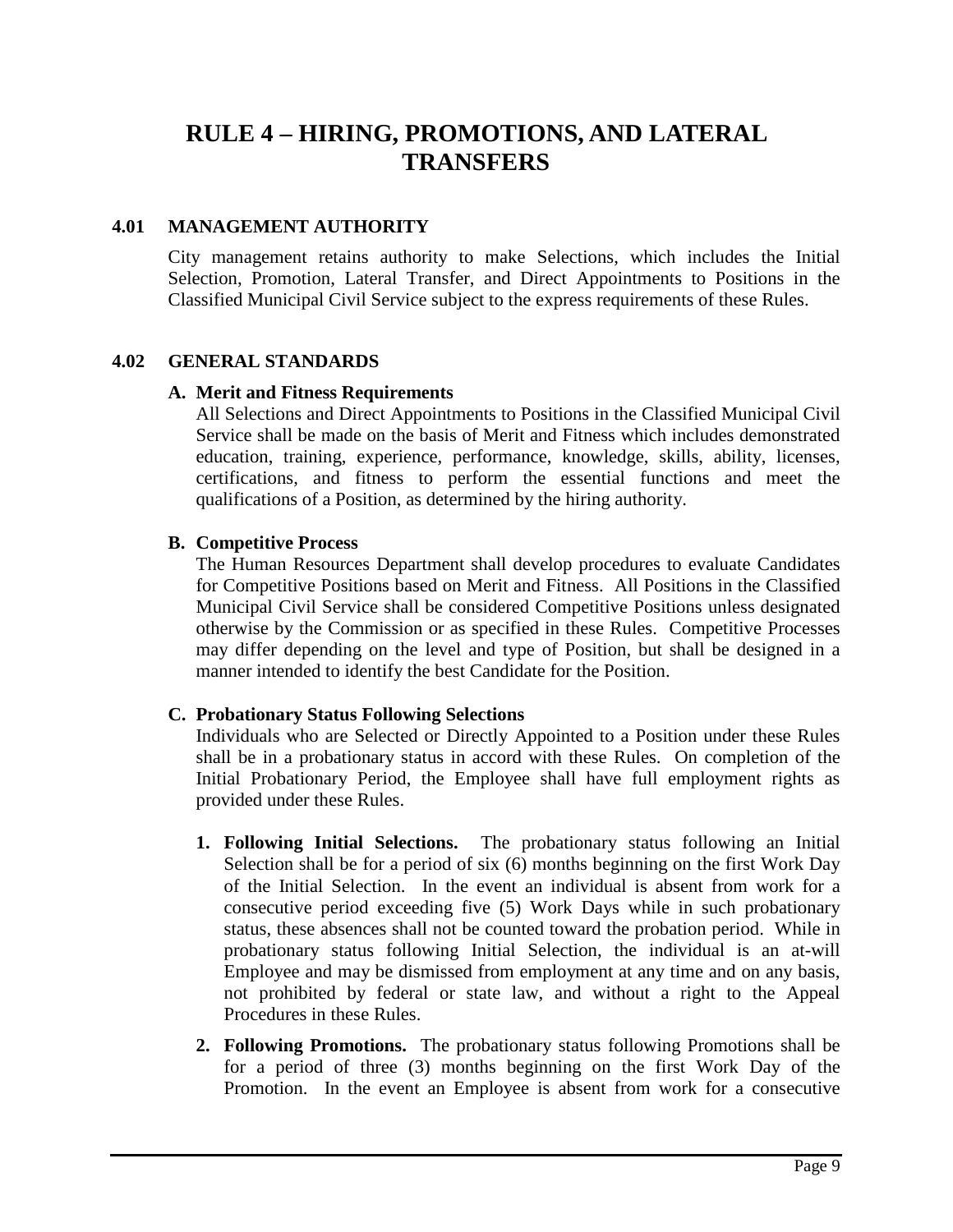# RULE 4 – HIRING, PROMOTIONS, AND LATERAL TRANSFERS

## 4.01 MANAGEMENT AUTHORITY

City management retains authority to make Selections, which includes the Initial Selection, Promotion, Lateral Transfer, and Direct Appointments to Positions in the Classified Municipal Civil Service subject to the express requirements of these Rules.

## 4.02 GENERAL STANDARDS

### A. Merit and Fitness Requirements

All Selections and Direct Appointments to Positions in the Classified Municipal Civil Service shall be made on the basis of Merit and Fitness which includes demonstrated education, training, experience, performance, knowledge, skills, ability, licenses, certifications, and fitness to perform the essential functions and meet the qualifications of a Position, as determined by the hiring authority.

### B. Competitive Process

The Human Resources Department shall develop procedures to evaluate Candidates for Competitive Positions based on Merit and Fitness. All Positions in the Classified Municipal Civil Service shall be considered Competitive Positions unless designated otherwise by the Commission or as specified in these Rules. Competitive Processes may differ depending on the level and type of Position, but shall be designed in a manner intended to identify the best Candidate for the Position.

### C. Probationary Status Following Selections

Individuals who are Selected or Directly Appointed to a Position under these Rules shall be in a probationary status in accord with these Rules. On completion of the Initial Probationary Period, the Employee shall have full employment rights as provided under these Rules.

1. **Following Initial Selections.** The probationary status following an Initial Selection shall be for a period of six (6) months beginning on the first Work Day of the Initial Selection. In the event an individual is absent from work for a consecutive period exceeding five (5) Work Days while in such probationary status, these absences shall not be counted toward the probation period. While in probationary status following Initial Selection, the individual is an at-will Employee and may be dismissed from employment at any time and on any basis, not prohibited by federal or state law, and without a right to the Appeal Procedures in these Rules.

2. **Following Promotions.** The probationary status following Promotions shall be for a period of three (3) months beginning on the first Work Day of the Promotion. In the event an Employee is absent from work for a consecutive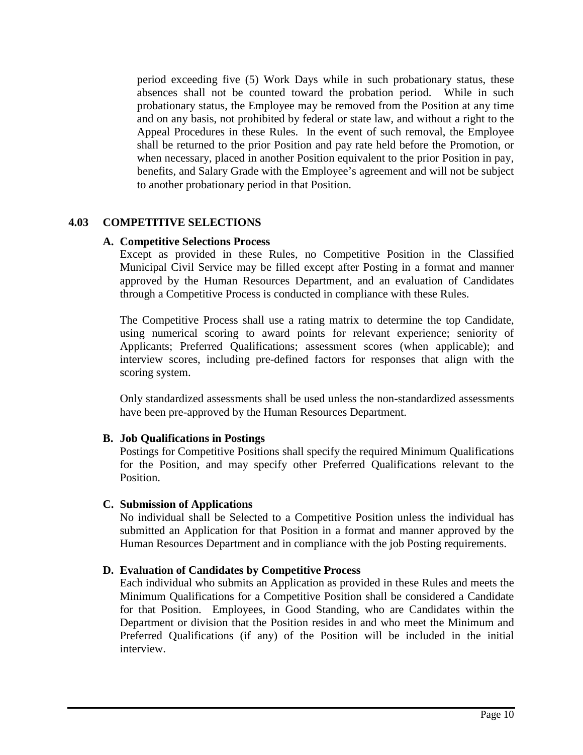period exceeding five (5) Work Days while in such probationary status, these absences shall not be counted toward the probation period. While in such probationary status, the Employee may be removed from the Position at any time and on any basis, not prohibited by federal or state law, and without a right to the Appeal Procedures in these Rules. In the event of such removal, the Employee shall be returned to the prior Position and pay rate held before the Promotion, or when necessary, placed in another Position equivalent to the prior Position in pay, benefits, and Salary Grade with the Employee's agreement and will not be subject to another probationary period in that Position.

## 4.03 COMPETITIVE SELECTIONS

### A. Competitive Selections Process

Except as provided in these Rules, no Competitive Position in the Classified Municipal Civil Service may be filled except after Posting in a format and manner approved by the Human Resources Department, and an evaluation of Candidates through a Competitive Process is conducted in compliance with these Rules.

The Competitive Process shall use a rating matrix to determine the top Candidate, using numerical scoring to award points for relevant experience; seniority of Applicants; Preferred Qualifications; assessment scores (when applicable); and interview scores, including pre-defined factors for responses that align with the scoring system.

Only standardized assessments shall be used unless the non-standardized assessments have been pre-approved by the Human Resources Department.

### B. Job Qualifications in Postings

Postings for Competitive Positions shall specify the required Minimum Qualifications for the Position, and may specify other Preferred Qualifications relevant to the Position.

### C. Submission of Applications

No individual shall be Selected to a Competitive Position unless the individual has submitted an Application for that Position in a format and manner approved by the Human Resources Department and in compliance with the job Posting requirements.

### D. Evaluation of Candidates by Competitive Process

Each individual who submits an Application as provided in these Rules and meets the Minimum Qualifications for a Competitive Position shall be considered a Candidate for that Position. Employees, in Good Standing, who are Candidates within the Department or division that the Position resides in and who meet the Minimum and Preferred Qualifications (if any) of the Position will be included in the initial interview.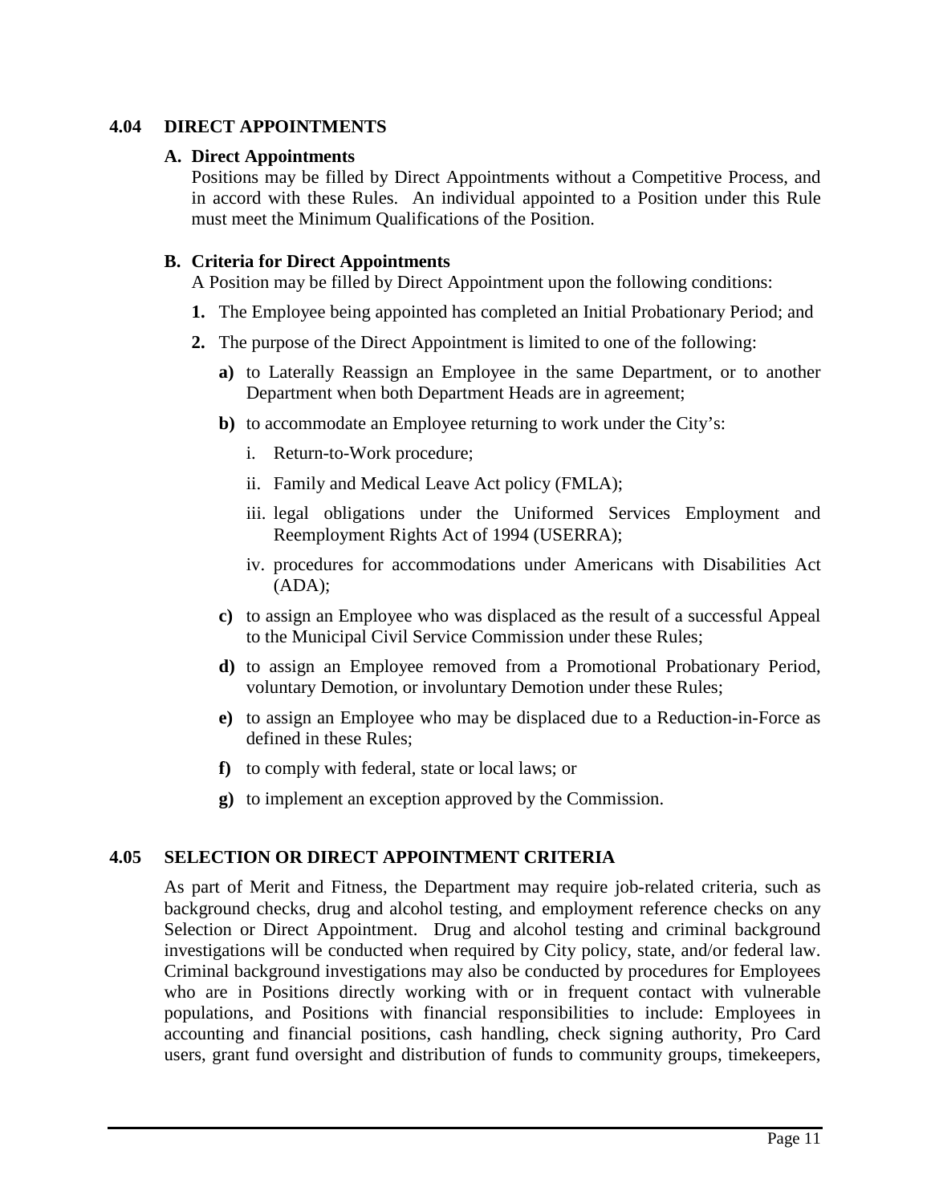## 4.04 DIRECT APPOINTMENTS

### A. Direct Appointments

Positions may be filled by Direct Appointments without a Competitive Process, and in accord with these Rules. An individual appointed to a Position under this Rule must meet the Minimum Qualifications of the Position.

### B. Criteria for Direct Appointments

A Position may be filled by Direct Appointment upon the following conditions:

**1.** The Employee being appointed has completed an Initial Probationary Period; and

**2.** The purpose of the Direct Appointment is limited to one of the following:

**a)** to Laterally Reassign an Employee in the same Department, or to another Department when both Department Heads are in agreement;

**b)** to accommodate an Employee returning to work under the City's:

i. Return-to-Work procedure;

ii. Family and Medical Leave Act policy (FMLA);

iii. legal obligations under the Uniformed Services Employment and Reemployment Rights Act of 1994 (USERRA);

iv. procedures for accommodations under Americans with Disabilities Act (ADA);

**c)** to assign an Employee who was displaced as the result of a successful Appeal to the Municipal Civil Service Commission under these Rules;

**d)** to assign an Employee removed from a Promotional Probationary Period, voluntary Demotion, or involuntary Demotion under these Rules;

**e)** to assign an Employee who may be displaced due to a Reduction-in-Force as defined in these Rules;

**f)** to comply with federal, state or local laws; or

**g)** to implement an exception approved by the Commission.

## 4.05 SELECTION OR DIRECT APPOINTMENT CRITERIA

As part of Merit and Fitness, the Department may require job-related criteria, such as background checks, drug and alcohol testing, and employment reference checks on any Selection or Direct Appointment. Drug and alcohol testing and criminal background investigations will be conducted when required by City policy, state, and/or federal law. Criminal background investigations may also be conducted by procedures for Employees who are in Positions directly working with or in frequent contact with vulnerable populations, and Positions with financial responsibilities to include: Employees in accounting and financial positions, cash handling, check signing authority, Pro Card users, grant fund oversight and distribution of funds to community groups, timekeepers,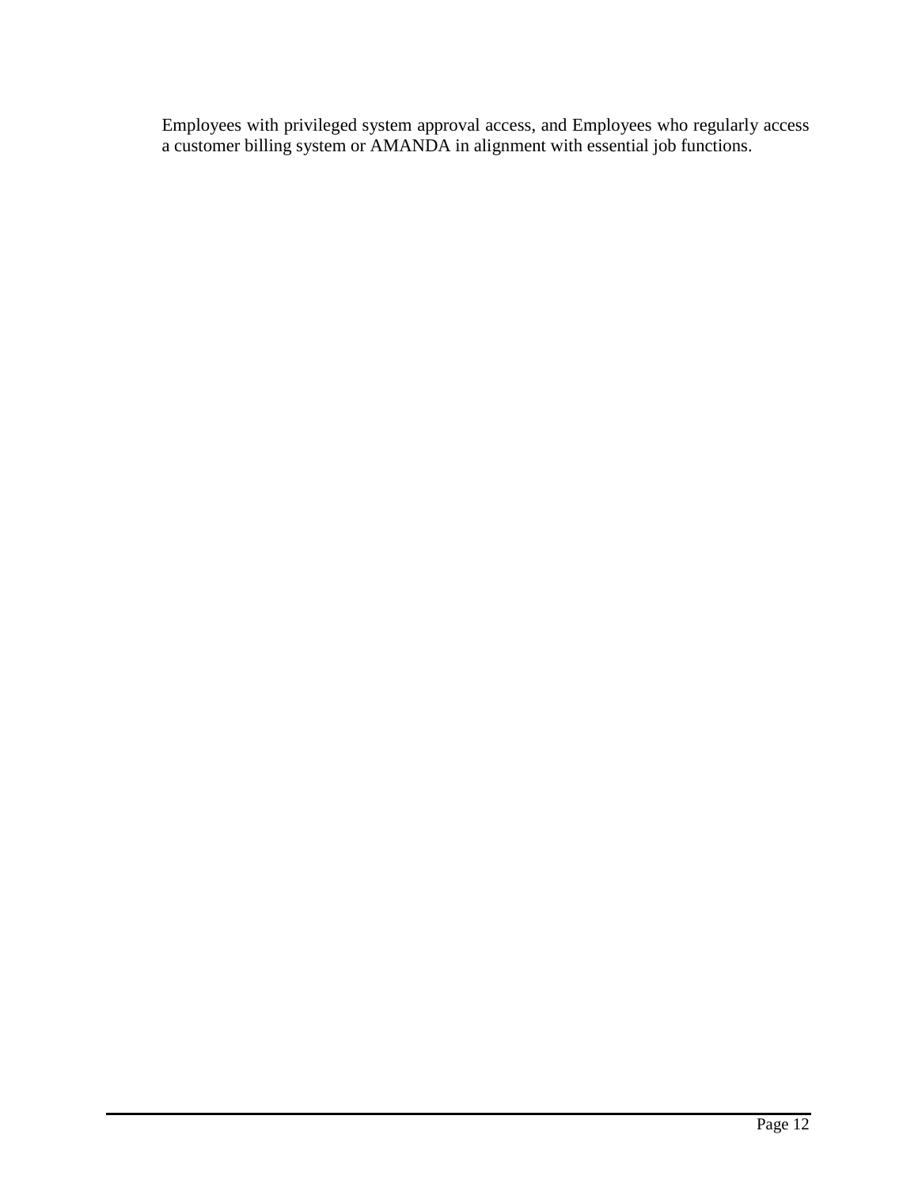Employees with privileged system approval access, and Employees who regularly access a customer billing system or AMANDA in alignment with essential job functions.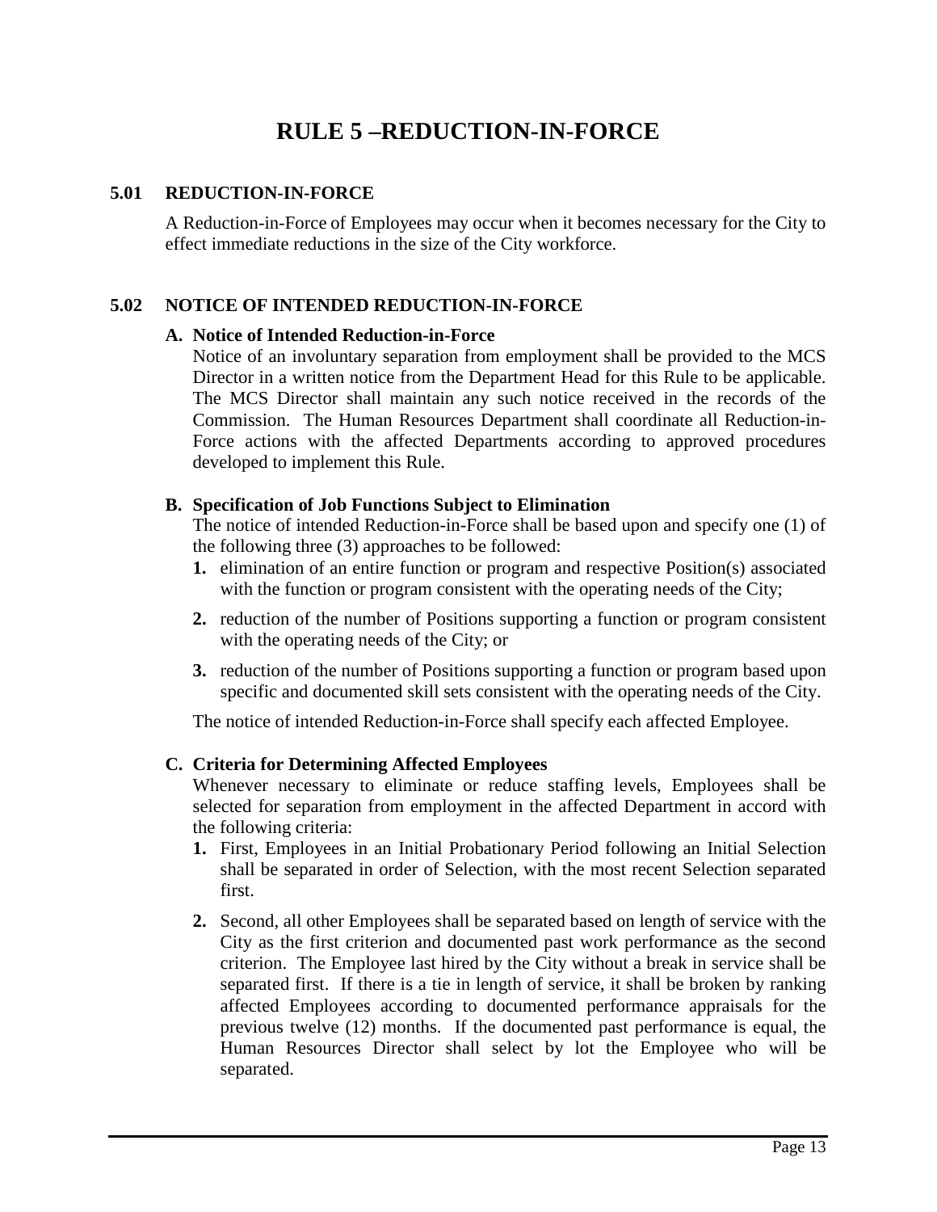# RULE 5 –REDUCTION-IN-FORCE

## 5.01 REDUCTION-IN-FORCE

A Reduction-in-Force of Employees may occur when it becomes necessary for the City to effect immediate reductions in the size of the City workforce.

## 5.02 NOTICE OF INTENDED REDUCTION-IN-FORCE

**A. Notice of Intended Reduction-in-Force**

Notice of an involuntary separation from employment shall be provided to the MCS Director in a written notice from the Department Head for this Rule to be applicable. The MCS Director shall maintain any such notice received in the records of the Commission. The Human Resources Department shall coordinate all Reduction-in-Force actions with the affected Departments according to approved procedures developed to implement this Rule.

**B. Specification of Job Functions Subject to Elimination**

The notice of intended Reduction-in-Force shall be based upon and specify one (1) of the following three (3) approaches to be followed:

1. elimination of an entire function or program and respective Position(s) associated with the function or program consistent with the operating needs of the City;
2. reduction of the number of Positions supporting a function or program consistent with the operating needs of the City; or
3. reduction of the number of Positions supporting a function or program based upon specific and documented skill sets consistent with the operating needs of the City.

The notice of intended Reduction-in-Force shall specify each affected Employee.

**C. Criteria for Determining Affected Employees**

Whenever necessary to eliminate or reduce staffing levels, Employees shall be selected for separation from employment in the affected Department in accord with the following criteria:

1. First, Employees in an Initial Probationary Period following an Initial Selection shall be separated in order of Selection, with the most recent Selection separated first.
2. Second, all other Employees shall be separated based on length of service with the City as the first criterion and documented past work performance as the second criterion. The Employee last hired by the City without a break in service shall be separated first. If there is a tie in length of service, it shall be broken by ranking affected Employees according to documented performance appraisals for the previous twelve (12) months. If the documented past performance is equal, the Human Resources Director shall select by lot the Employee who will be separated.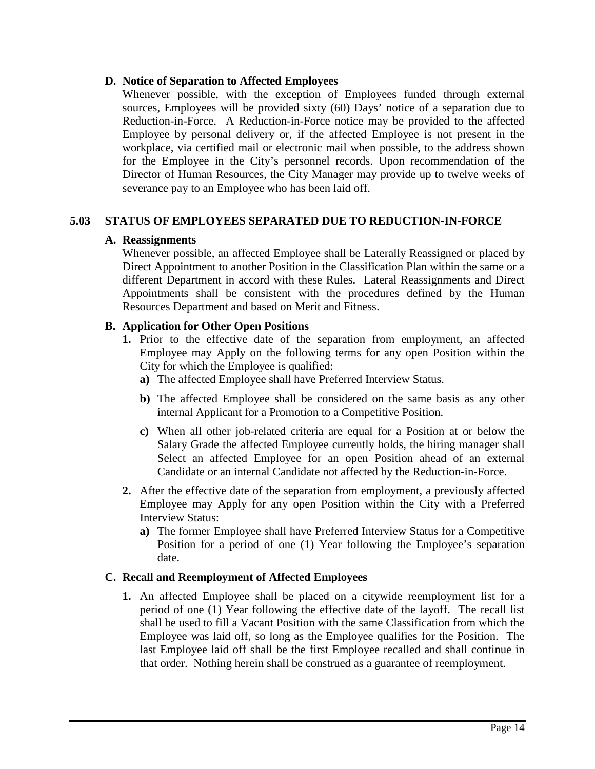### D. Notice of Separation to Affected Employees

Whenever possible, with the exception of Employees funded through external sources, Employees will be provided sixty (60) Days' notice of a separation due to Reduction-in-Force. A Reduction-in-Force notice may be provided to the affected Employee by personal delivery or, if the affected Employee is not present in the workplace, via certified mail or electronic mail when possible, to the address shown for the Employee in the City's personnel records. Upon recommendation of the Director of Human Resources, the City Manager may provide up to twelve weeks of severance pay to an Employee who has been laid off.

## 5.03 STATUS OF EMPLOYEES SEPARATED DUE TO REDUCTION-IN-FORCE

### A. Reassignments

Whenever possible, an affected Employee shall be Laterally Reassigned or placed by Direct Appointment to another Position in the Classification Plan within the same or a different Department in accord with these Rules. Lateral Reassignments and Direct Appointments shall be consistent with the procedures defined by the Human Resources Department and based on Merit and Fitness.

### B. Application for Other Open Positions

1. Prior to the effective date of the separation from employment, an affected Employee may Apply on the following terms for any open Position within the City for which the Employee is qualified:
   - **a)** The affected Employee shall have Preferred Interview Status.
   - **b)** The affected Employee shall be considered on the same basis as any other internal Applicant for a Promotion to a Competitive Position.
   - **c)** When all other job-related criteria are equal for a Position at or below the Salary Grade the affected Employee currently holds, the hiring manager shall Select an affected Employee for an open Position ahead of an external Candidate or an internal Candidate not affected by the Reduction-in-Force.
2. After the effective date of the separation from employment, a previously affected Employee may Apply for any open Position within the City with a Preferred Interview Status:
   - **a)** The former Employee shall have Preferred Interview Status for a Competitive Position for a period of one (1) Year following the Employee's separation date.

### C. Recall and Reemployment of Affected Employees

1. An affected Employee shall be placed on a citywide reemployment list for a period of one (1) Year following the effective date of the layoff. The recall list shall be used to fill a Vacant Position with the same Classification from which the Employee was laid off, so long as the Employee qualifies for the Position. The last Employee laid off shall be the first Employee recalled and shall continue in that order. Nothing herein shall be construed as a guarantee of reemployment.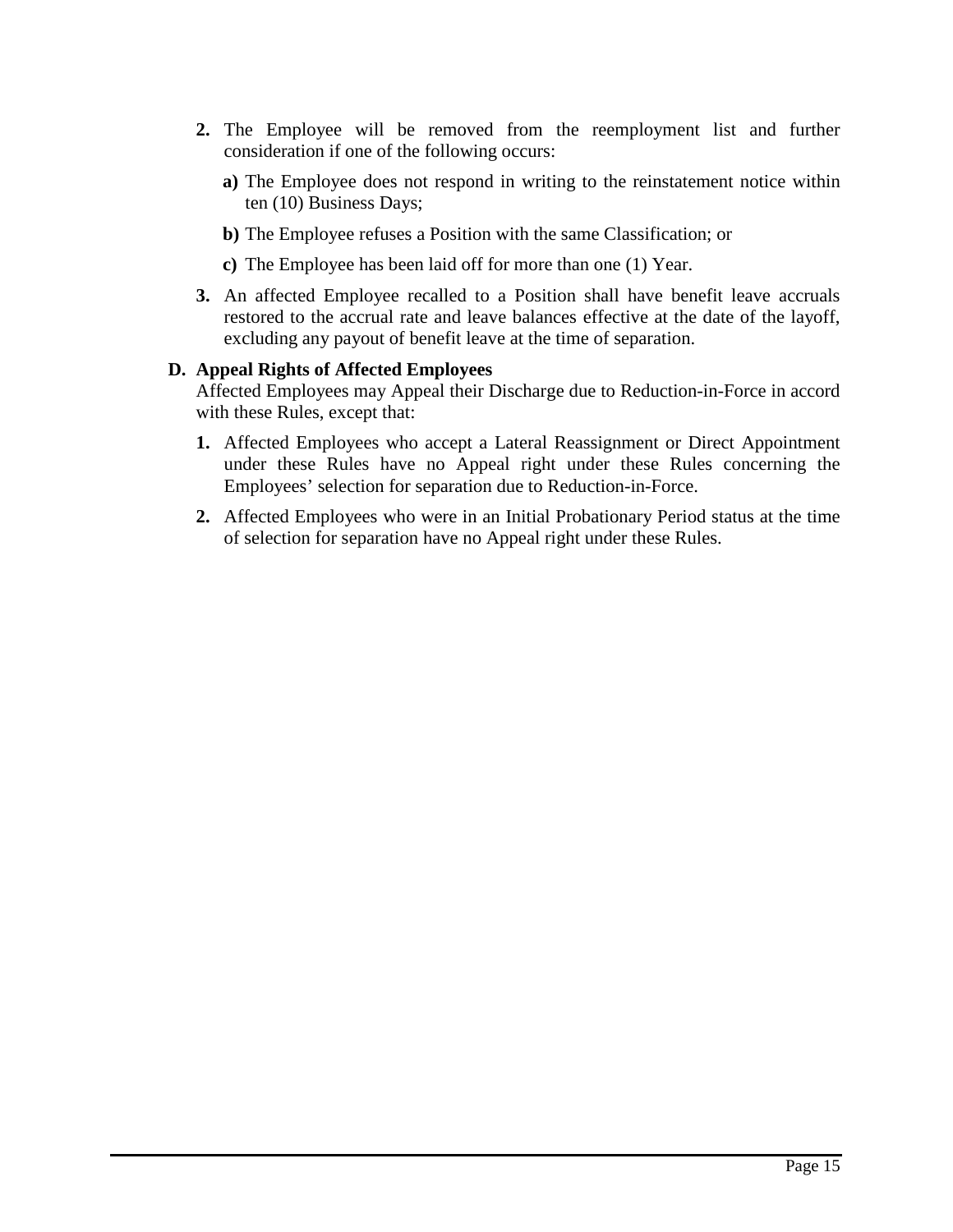2. The Employee will be removed from the reemployment list and further consideration if one of the following occurs:

   a) The Employee does not respond in writing to the reinstatement notice within ten (10) Business Days;

   b) The Employee refuses a Position with the same Classification; or

   c) The Employee has been laid off for more than one (1) Year.

3. An affected Employee recalled to a Position shall have benefit leave accruals restored to the accrual rate and leave balances effective at the date of the layoff, excluding any payout of benefit leave at the time of separation.

### D. Appeal Rights of Affected Employees

Affected Employees may Appeal their Discharge due to Reduction-in-Force in accord with these Rules, except that:

1. Affected Employees who accept a Lateral Reassignment or Direct Appointment under these Rules have no Appeal right under these Rules concerning the Employees' selection for separation due to Reduction-in-Force.

2. Affected Employees who were in an Initial Probationary Period status at the time of selection for separation have no Appeal right under these Rules.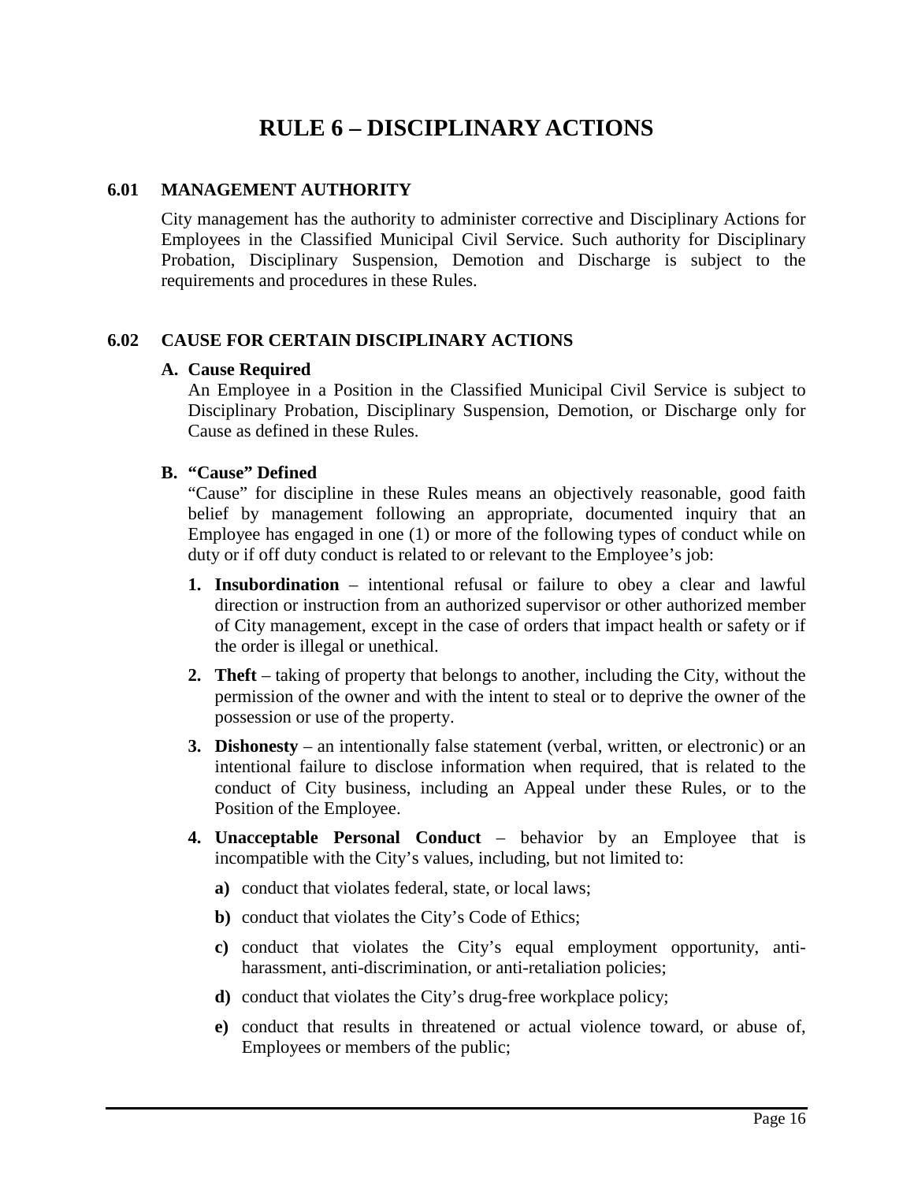# RULE 6 – DISCIPLINARY ACTIONS

## 6.01 MANAGEMENT AUTHORITY

City management has the authority to administer corrective and Disciplinary Actions for Employees in the Classified Municipal Civil Service. Such authority for Disciplinary Probation, Disciplinary Suspension, Demotion and Discharge is subject to the requirements and procedures in these Rules.

## 6.02 CAUSE FOR CERTAIN DISCIPLINARY ACTIONS

### A. Cause Required

An Employee in a Position in the Classified Municipal Civil Service is subject to Disciplinary Probation, Disciplinary Suspension, Demotion, or Discharge only for Cause as defined in these Rules.

### B. "Cause" Defined

"Cause" for discipline in these Rules means an objectively reasonable, good faith belief by management following an appropriate, documented inquiry that an Employee has engaged in one (1) or more of the following types of conduct while on duty or if off duty conduct is related to or relevant to the Employee's job:

1. **Insubordination** – intentional refusal or failure to obey a clear and lawful direction or instruction from an authorized supervisor or other authorized member of City management, except in the case of orders that impact health or safety or if the order is illegal or unethical.
2. **Theft** – taking of property that belongs to another, including the City, without the permission of the owner and with the intent to steal or to deprive the owner of the possession or use of the property.
3. **Dishonesty** – an intentionally false statement (verbal, written, or electronic) or an intentional failure to disclose information when required, that is related to the conduct of City business, including an Appeal under these Rules, or to the Position of the Employee.
4. **Unacceptable Personal Conduct** – behavior by an Employee that is incompatible with the City's values, including, but not limited to:
   - **a)** conduct that violates federal, state, or local laws;
   - **b)** conduct that violates the City's Code of Ethics;
   - **c)** conduct that violates the City's equal employment opportunity, anti-harassment, anti-discrimination, or anti-retaliation policies;
   - **d)** conduct that violates the City's drug-free workplace policy;
   - **e)** conduct that results in threatened or actual violence toward, or abuse of, Employees or members of the public;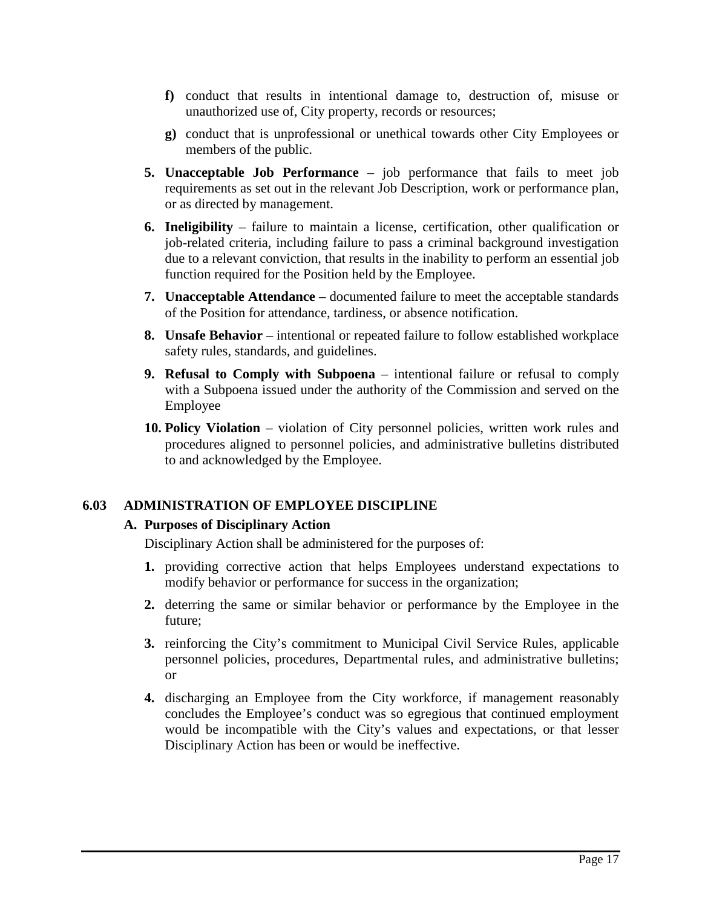- **f)** conduct that results in intentional damage to, destruction of, misuse or unauthorized use of, City property, records or resources;
- **g)** conduct that is unprofessional or unethical towards other City Employees or members of the public.

**5. Unacceptable Job Performance** – job performance that fails to meet job requirements as set out in the relevant Job Description, work or performance plan, or as directed by management.

**6. Ineligibility** – failure to maintain a license, certification, other qualification or job-related criteria, including failure to pass a criminal background investigation due to a relevant conviction, that results in the inability to perform an essential job function required for the Position held by the Employee.

**7. Unacceptable Attendance** – documented failure to meet the acceptable standards of the Position for attendance, tardiness, or absence notification.

**8. Unsafe Behavior** – intentional or repeated failure to follow established workplace safety rules, standards, and guidelines.

**9. Refusal to Comply with Subpoena** – intentional failure or refusal to comply with a Subpoena issued under the authority of the Commission and served on the Employee

**10. Policy Violation** – violation of City personnel policies, written work rules and procedures aligned to personnel policies, and administrative bulletins distributed to and acknowledged by the Employee.

## 6.03 ADMINISTRATION OF EMPLOYEE DISCIPLINE

### A. Purposes of Disciplinary Action

Disciplinary Action shall be administered for the purposes of:

1. providing corrective action that helps Employees understand expectations to modify behavior or performance for success in the organization;
2. deterring the same or similar behavior or performance by the Employee in the future;
3. reinforcing the City's commitment to Municipal Civil Service Rules, applicable personnel policies, procedures, Departmental rules, and administrative bulletins; or
4. discharging an Employee from the City workforce, if management reasonably concludes the Employee's conduct was so egregious that continued employment would be incompatible with the City's values and expectations, or that lesser Disciplinary Action has been or would be ineffective.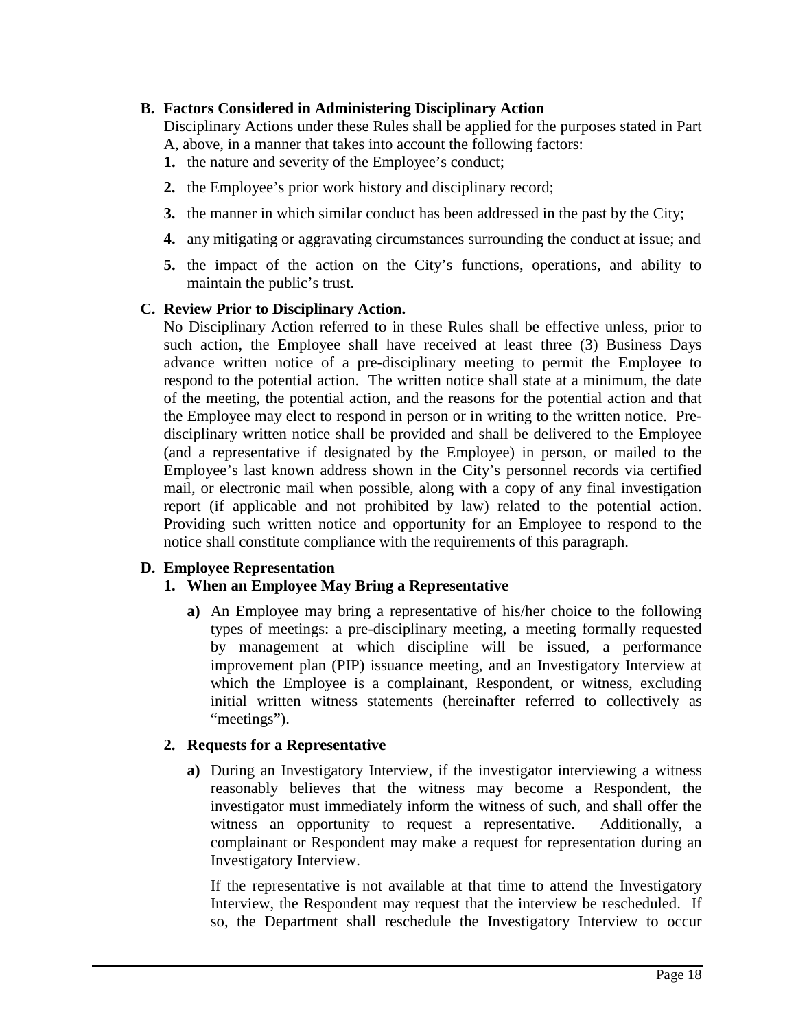**B. Factors Considered in Administering Disciplinary Action**

Disciplinary Actions under these Rules shall be applied for the purposes stated in Part A, above, in a manner that takes into account the following factors:

1. the nature and severity of the Employee's conduct;
2. the Employee's prior work history and disciplinary record;
3. the manner in which similar conduct has been addressed in the past by the City;
4. any mitigating or aggravating circumstances surrounding the conduct at issue; and
5. the impact of the action on the City's functions, operations, and ability to maintain the public's trust.

**C. Review Prior to Disciplinary Action.**

No Disciplinary Action referred to in these Rules shall be effective unless, prior to such action, the Employee shall have received at least three (3) Business Days advance written notice of a pre-disciplinary meeting to permit the Employee to respond to the potential action. The written notice shall state at a minimum, the date of the meeting, the potential action, and the reasons for the potential action and that the Employee may elect to respond in person or in writing to the written notice. Pre-disciplinary written notice shall be provided and shall be delivered to the Employee (and a representative if designated by the Employee) in person, or mailed to the Employee's last known address shown in the City's personnel records via certified mail, or electronic mail when possible, along with a copy of any final investigation report (if applicable and not prohibited by law) related to the potential action. Providing such written notice and opportunity for an Employee to respond to the notice shall constitute compliance with the requirements of this paragraph.

**D. Employee Representation**

**1. When an Employee May Bring a Representative**

**a)** An Employee may bring a representative of his/her choice to the following types of meetings: a pre-disciplinary meeting, a meeting formally requested by management at which discipline will be issued, a performance improvement plan (PIP) issuance meeting, and an Investigatory Interview at which the Employee is a complainant, Respondent, or witness, excluding initial written witness statements (hereinafter referred to collectively as "meetings").

**2. Requests for a Representative**

**a)** During an Investigatory Interview, if the investigator interviewing a witness reasonably believes that the witness may become a Respondent, the investigator must immediately inform the witness of such, and shall offer the witness an opportunity to request a representative. Additionally, a complainant or Respondent may make a request for representation during an Investigatory Interview.

If the representative is not available at that time to attend the Investigatory Interview, the Respondent may request that the interview be rescheduled. If so, the Department shall reschedule the Investigatory Interview to occur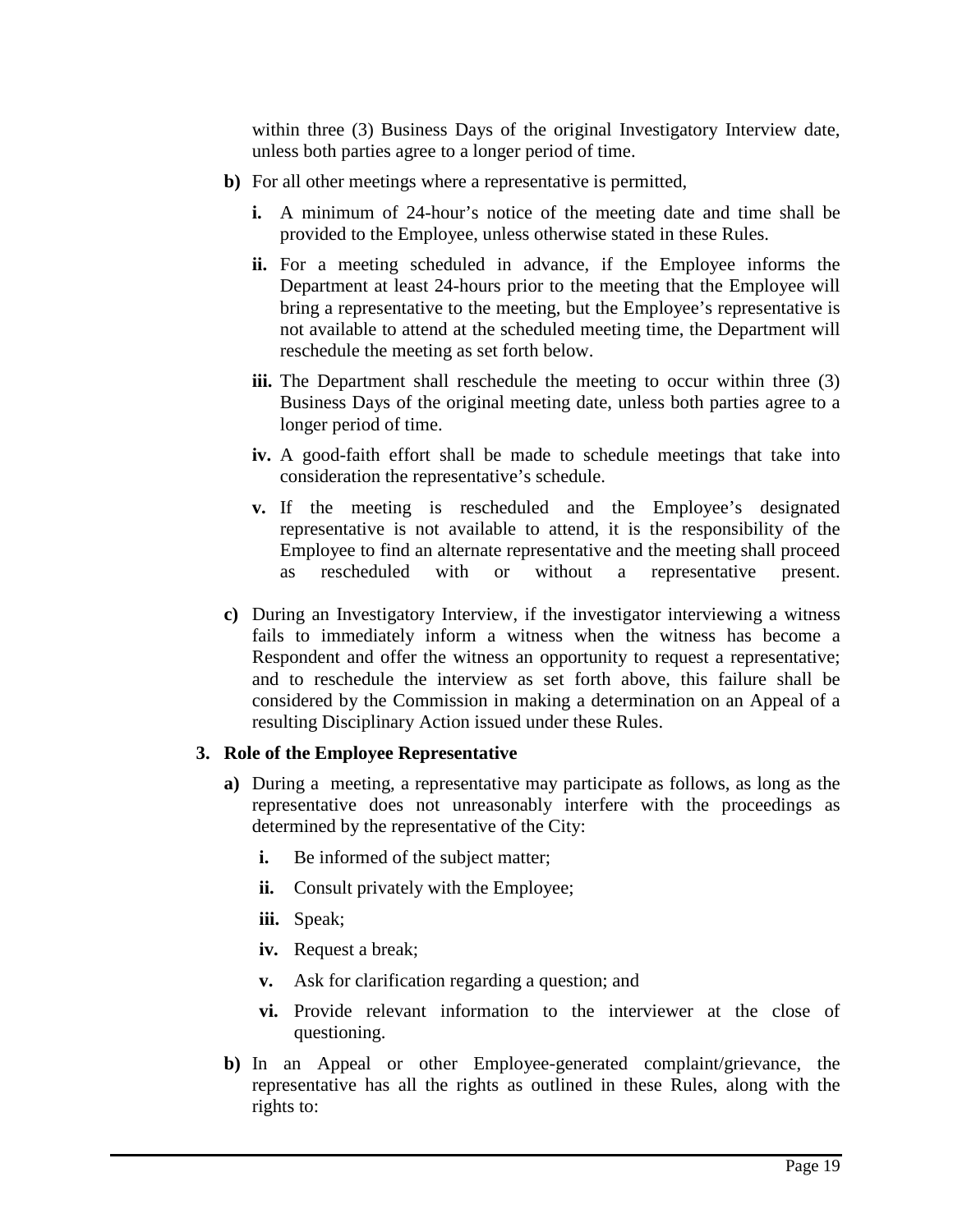within three (3) Business Days of the original Investigatory Interview date, unless both parties agree to a longer period of time.

**b)** For all other meetings where a representative is permitted,

**i.** A minimum of 24-hour's notice of the meeting date and time shall be provided to the Employee, unless otherwise stated in these Rules.

**ii.** For a meeting scheduled in advance, if the Employee informs the Department at least 24-hours prior to the meeting that the Employee will bring a representative to the meeting, but the Employee's representative is not available to attend at the scheduled meeting time, the Department will reschedule the meeting as set forth below.

**iii.** The Department shall reschedule the meeting to occur within three (3) Business Days of the original meeting date, unless both parties agree to a longer period of time.

**iv.** A good-faith effort shall be made to schedule meetings that take into consideration the representative's schedule.

**v.** If the meeting is rescheduled and the Employee's designated representative is not available to attend, it is the responsibility of the Employee to find an alternate representative and the meeting shall proceed as rescheduled with or without a representative present.

**c)** During an Investigatory Interview, if the investigator interviewing a witness fails to immediately inform a witness when the witness has become a Respondent and offer the witness an opportunity to request a representative; and to reschedule the interview as set forth above, this failure shall be considered by the Commission in making a determination on an Appeal of a resulting Disciplinary Action issued under these Rules.

### 3. Role of the Employee Representative

**a)** During a meeting, a representative may participate as follows, as long as the representative does not unreasonably interfere with the proceedings as determined by the representative of the City:

**i.** Be informed of the subject matter;

**ii.** Consult privately with the Employee;

**iii.** Speak;

**iv.** Request a break;

**v.** Ask for clarification regarding a question; and

**vi.** Provide relevant information to the interviewer at the close of questioning.

**b)** In an Appeal or other Employee-generated complaint/grievance, the representative has all the rights as outlined in these Rules, along with the rights to: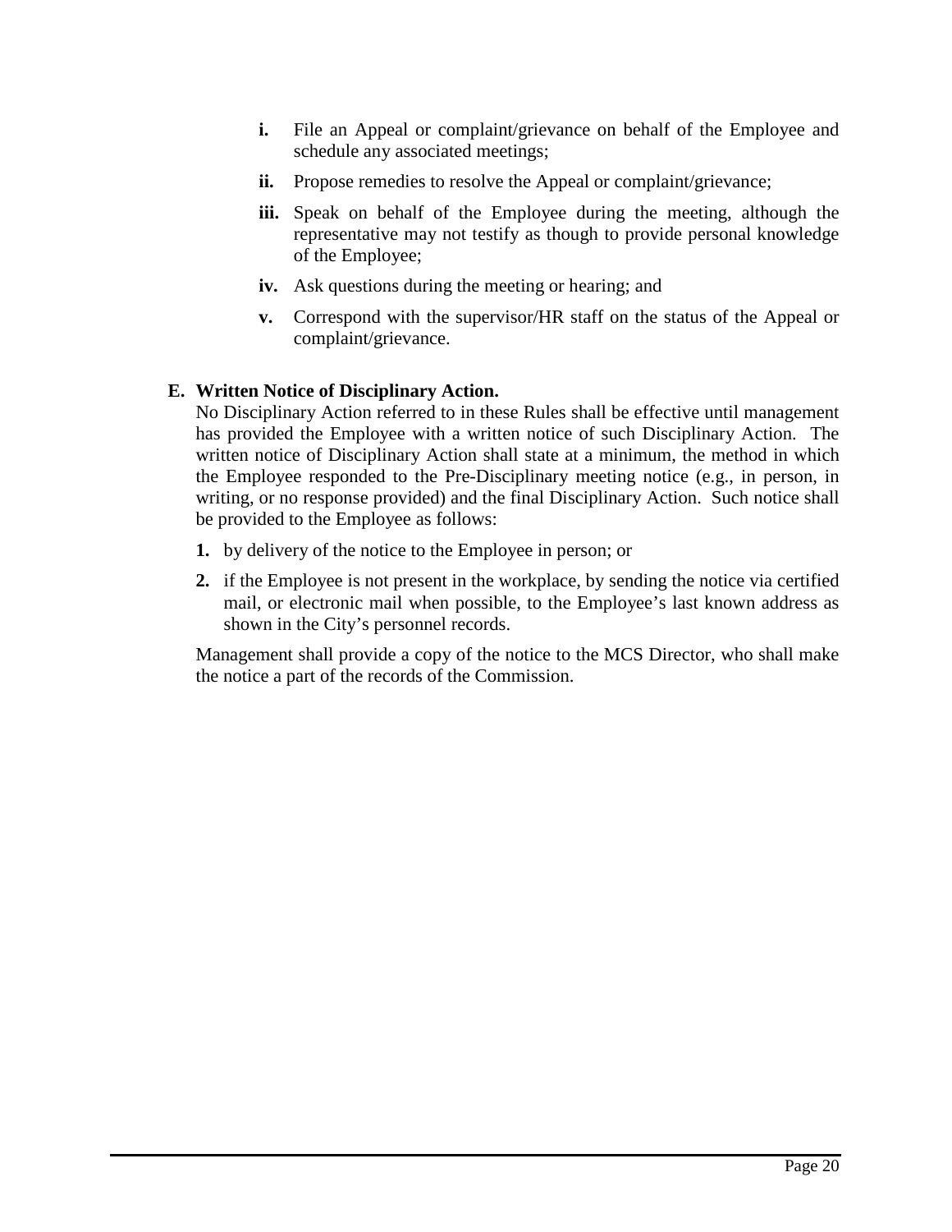- **i.** File an Appeal or complaint/grievance on behalf of the Employee and schedule any associated meetings;
- **ii.** Propose remedies to resolve the Appeal or complaint/grievance;
- **iii.** Speak on behalf of the Employee during the meeting, although the representative may not testify as though to provide personal knowledge of the Employee;
- **iv.** Ask questions during the meeting or hearing; and
- **v.** Correspond with the supervisor/HR staff on the status of the Appeal or complaint/grievance.

**E. Written Notice of Disciplinary Action.**

No Disciplinary Action referred to in these Rules shall be effective until management has provided the Employee with a written notice of such Disciplinary Action. The written notice of Disciplinary Action shall state at a minimum, the method in which the Employee responded to the Pre-Disciplinary meeting notice (e.g., in person, in writing, or no response provided) and the final Disciplinary Action. Such notice shall be provided to the Employee as follows:

1. by delivery of the notice to the Employee in person; or
2. if the Employee is not present in the workplace, by sending the notice via certified mail, or electronic mail when possible, to the Employee's last known address as shown in the City's personnel records.

Management shall provide a copy of the notice to the MCS Director, who shall make the notice a part of the records of the Commission.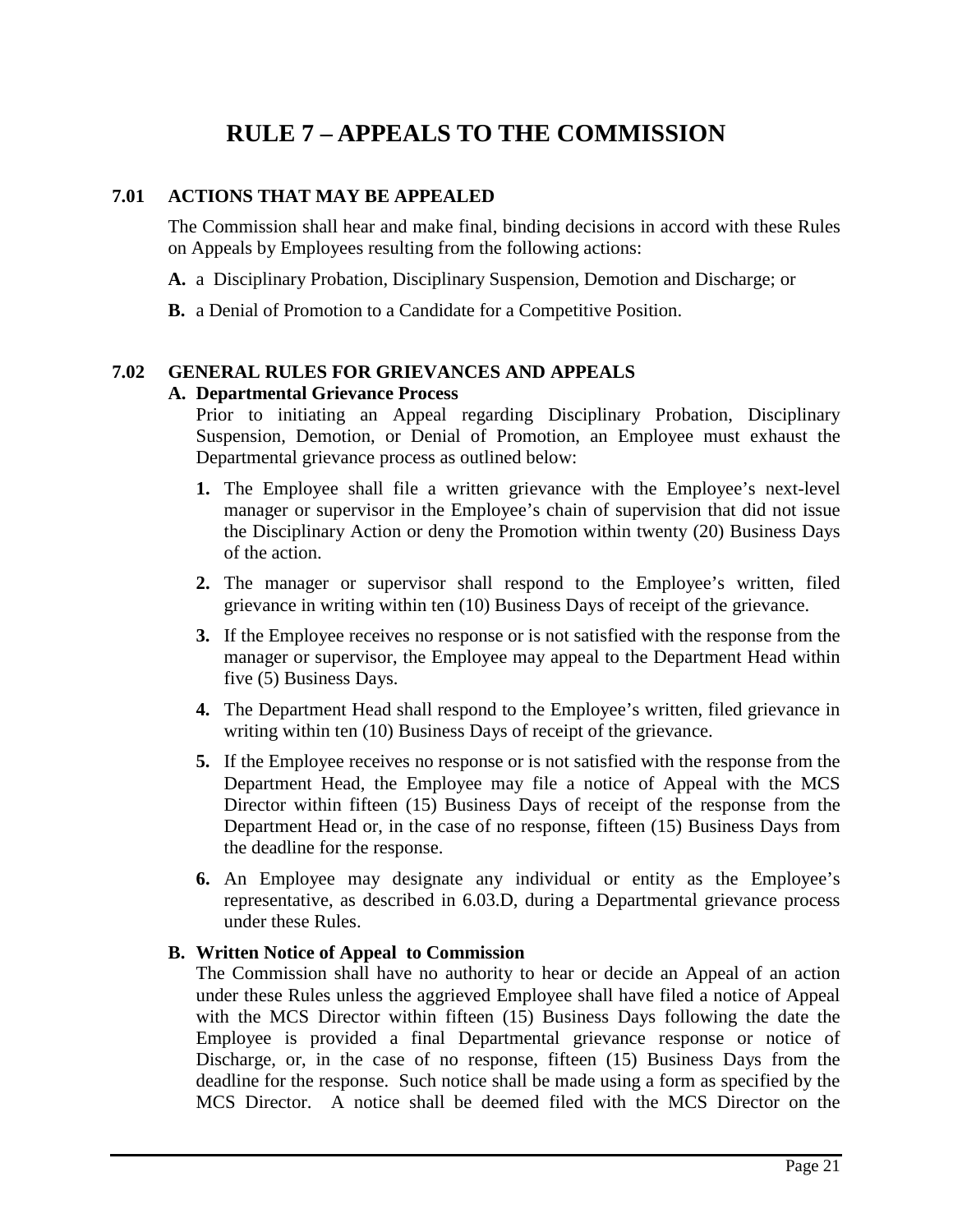# RULE 7 – APPEALS TO THE COMMISSION

## 7.01 ACTIONS THAT MAY BE APPEALED

The Commission shall hear and make final, binding decisions in accord with these Rules on Appeals by Employees resulting from the following actions:

**A.** a Disciplinary Probation, Disciplinary Suspension, Demotion and Discharge; or

**B.** a Denial of Promotion to a Candidate for a Competitive Position.

## 7.02 GENERAL RULES FOR GRIEVANCES AND APPEALS

**A. Departmental Grievance Process**

Prior to initiating an Appeal regarding Disciplinary Probation, Disciplinary Suspension, Demotion, or Denial of Promotion, an Employee must exhaust the Departmental grievance process as outlined below:

1. The Employee shall file a written grievance with the Employee's next-level manager or supervisor in the Employee's chain of supervision that did not issue the Disciplinary Action or deny the Promotion within twenty (20) Business Days of the action.

2. The manager or supervisor shall respond to the Employee's written, filed grievance in writing within ten (10) Business Days of receipt of the grievance.

3. If the Employee receives no response or is not satisfied with the response from the manager or supervisor, the Employee may appeal to the Department Head within five (5) Business Days.

4. The Department Head shall respond to the Employee's written, filed grievance in writing within ten (10) Business Days of receipt of the grievance.

5. If the Employee receives no response or is not satisfied with the response from the Department Head, the Employee may file a notice of Appeal with the MCS Director within fifteen (15) Business Days of receipt of the response from the Department Head or, in the case of no response, fifteen (15) Business Days from the deadline for the response.

6. An Employee may designate any individual or entity as the Employee's representative, as described in 6.03.D, during a Departmental grievance process under these Rules.

**B. Written Notice of Appeal to Commission**

The Commission shall have no authority to hear or decide an Appeal of an action under these Rules unless the aggrieved Employee shall have filed a notice of Appeal with the MCS Director within fifteen (15) Business Days following the date the Employee is provided a final Departmental grievance response or notice of Discharge, or, in the case of no response, fifteen (15) Business Days from the deadline for the response. Such notice shall be made using a form as specified by the MCS Director. A notice shall be deemed filed with the MCS Director on the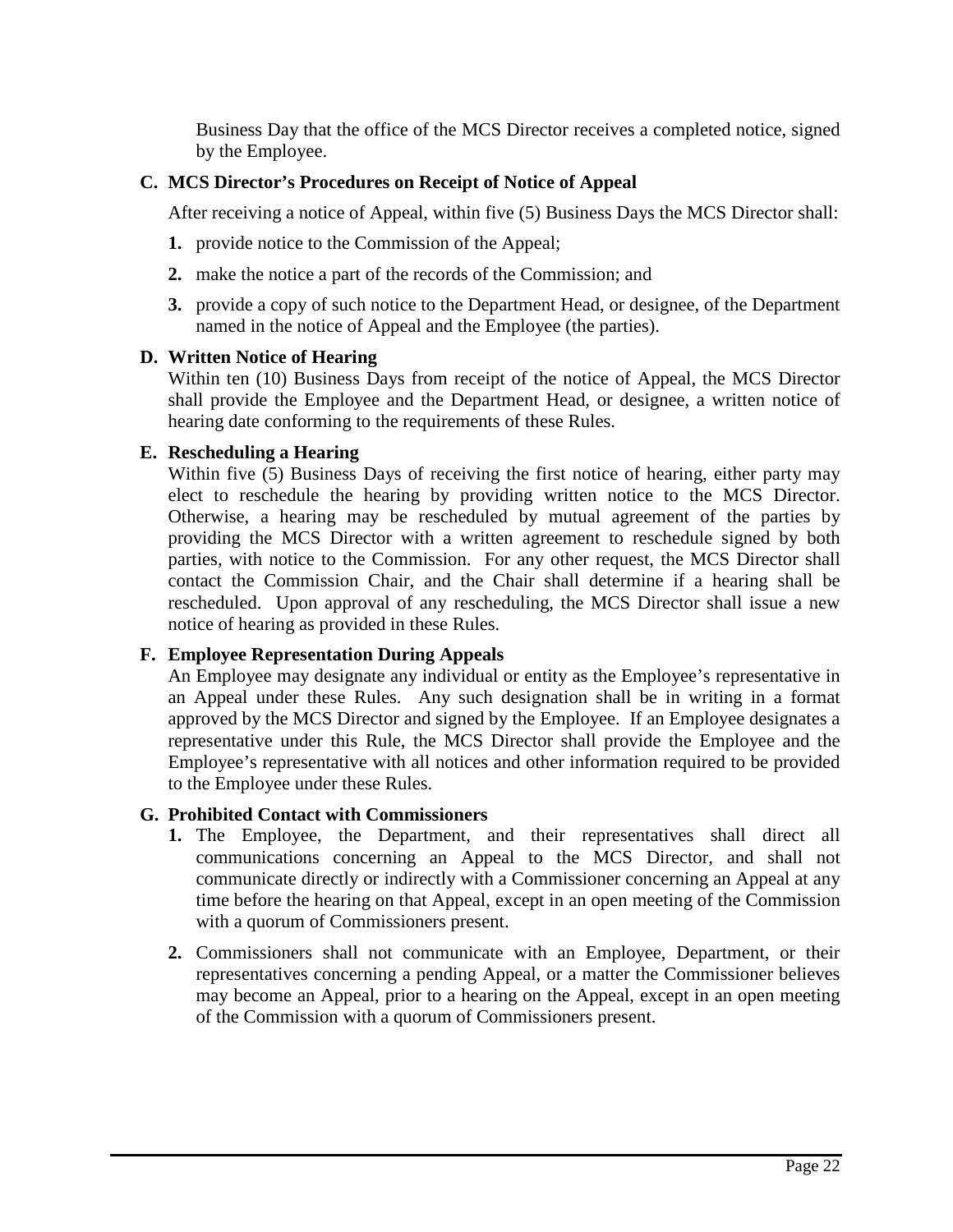Business Day that the office of the MCS Director receives a completed notice, signed by the Employee.

**C. MCS Director's Procedures on Receipt of Notice of Appeal**

After receiving a notice of Appeal, within five (5) Business Days the MCS Director shall:

1. provide notice to the Commission of the Appeal;
2. make the notice a part of the records of the Commission; and
3. provide a copy of such notice to the Department Head, or designee, of the Department named in the notice of Appeal and the Employee (the parties).

**D. Written Notice of Hearing**

Within ten (10) Business Days from receipt of the notice of Appeal, the MCS Director shall provide the Employee and the Department Head, or designee, a written notice of hearing date conforming to the requirements of these Rules.

**E. Rescheduling a Hearing**

Within five (5) Business Days of receiving the first notice of hearing, either party may elect to reschedule the hearing by providing written notice to the MCS Director. Otherwise, a hearing may be rescheduled by mutual agreement of the parties by providing the MCS Director with a written agreement to reschedule signed by both parties, with notice to the Commission. For any other request, the MCS Director shall contact the Commission Chair, and the Chair shall determine if a hearing shall be rescheduled. Upon approval of any rescheduling, the MCS Director shall issue a new notice of hearing as provided in these Rules.

**F. Employee Representation During Appeals**

An Employee may designate any individual or entity as the Employee's representative in an Appeal under these Rules. Any such designation shall be in writing in a format approved by the MCS Director and signed by the Employee. If an Employee designates a representative under this Rule, the MCS Director shall provide the Employee and the Employee's representative with all notices and other information required to be provided to the Employee under these Rules.

**G. Prohibited Contact with Commissioners**

1. The Employee, the Department, and their representatives shall direct all communications concerning an Appeal to the MCS Director, and shall not communicate directly or indirectly with a Commissioner concerning an Appeal at any time before the hearing on that Appeal, except in an open meeting of the Commission with a quorum of Commissioners present.
2. Commissioners shall not communicate with an Employee, Department, or their representatives concerning a pending Appeal, or a matter the Commissioner believes may become an Appeal, prior to a hearing on the Appeal, except in an open meeting of the Commission with a quorum of Commissioners present.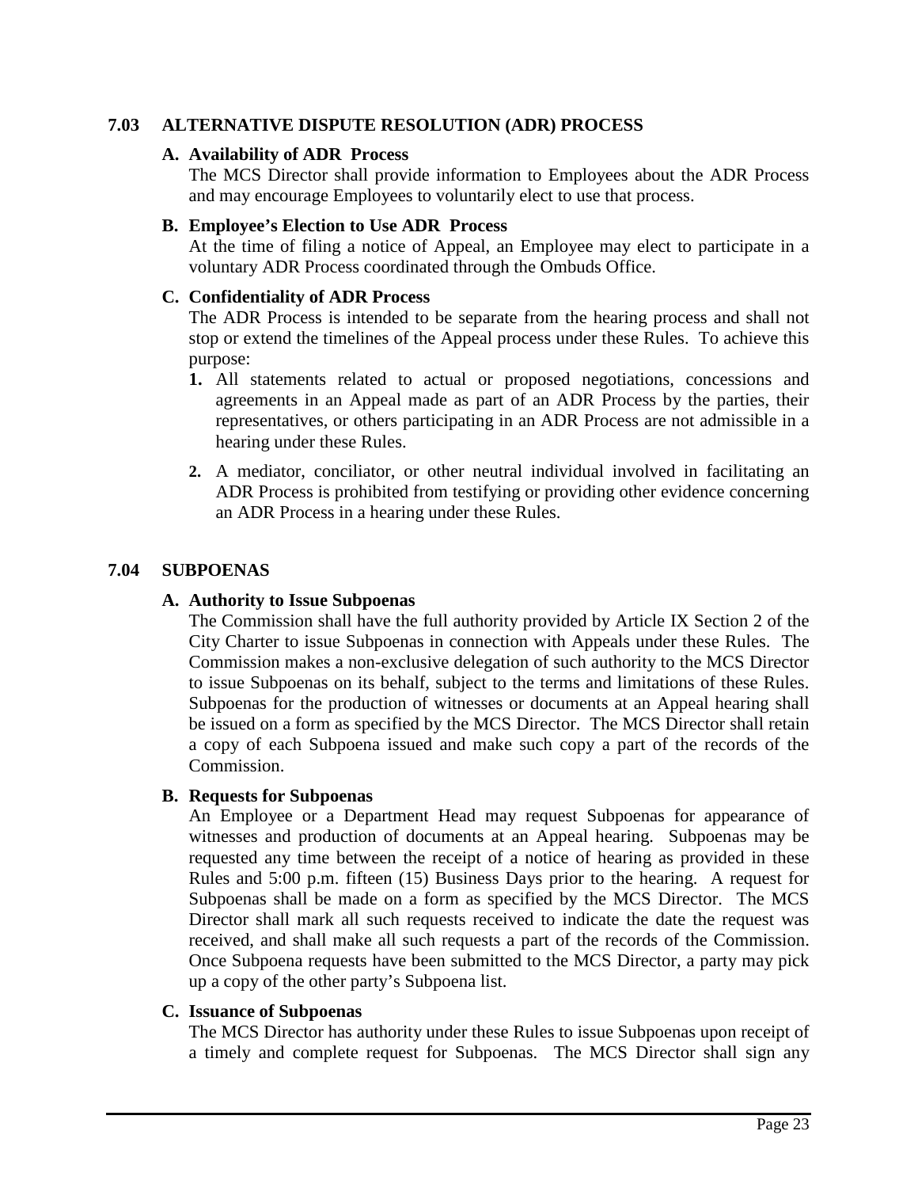## 7.03 ALTERNATIVE DISPUTE RESOLUTION (ADR) PROCESS

**A. Availability of ADR Process**

The MCS Director shall provide information to Employees about the ADR Process and may encourage Employees to voluntarily elect to use that process.

**B. Employee's Election to Use ADR Process**

At the time of filing a notice of Appeal, an Employee may elect to participate in a voluntary ADR Process coordinated through the Ombuds Office.

**C. Confidentiality of ADR Process**

The ADR Process is intended to be separate from the hearing process and shall not stop or extend the timelines of the Appeal process under these Rules. To achieve this purpose:

1. All statements related to actual or proposed negotiations, concessions and agreements in an Appeal made as part of an ADR Process by the parties, their representatives, or others participating in an ADR Process are not admissible in a hearing under these Rules.
2. A mediator, conciliator, or other neutral individual involved in facilitating an ADR Process is prohibited from testifying or providing other evidence concerning an ADR Process in a hearing under these Rules.

## 7.04 SUBPOENAS

**A. Authority to Issue Subpoenas**

The Commission shall have the full authority provided by Article IX Section 2 of the City Charter to issue Subpoenas in connection with Appeals under these Rules. The Commission makes a non-exclusive delegation of such authority to the MCS Director to issue Subpoenas on its behalf, subject to the terms and limitations of these Rules. Subpoenas for the production of witnesses or documents at an Appeal hearing shall be issued on a form as specified by the MCS Director. The MCS Director shall retain a copy of each Subpoena issued and make such copy a part of the records of the Commission.

**B. Requests for Subpoenas**

An Employee or a Department Head may request Subpoenas for appearance of witnesses and production of documents at an Appeal hearing. Subpoenas may be requested any time between the receipt of a notice of hearing as provided in these Rules and 5:00 p.m. fifteen (15) Business Days prior to the hearing. A request for Subpoenas shall be made on a form as specified by the MCS Director. The MCS Director shall mark all such requests received to indicate the date the request was received, and shall make all such requests a part of the records of the Commission. Once Subpoena requests have been submitted to the MCS Director, a party may pick up a copy of the other party's Subpoena list.

**C. Issuance of Subpoenas**

The MCS Director has authority under these Rules to issue Subpoenas upon receipt of a timely and complete request for Subpoenas. The MCS Director shall sign any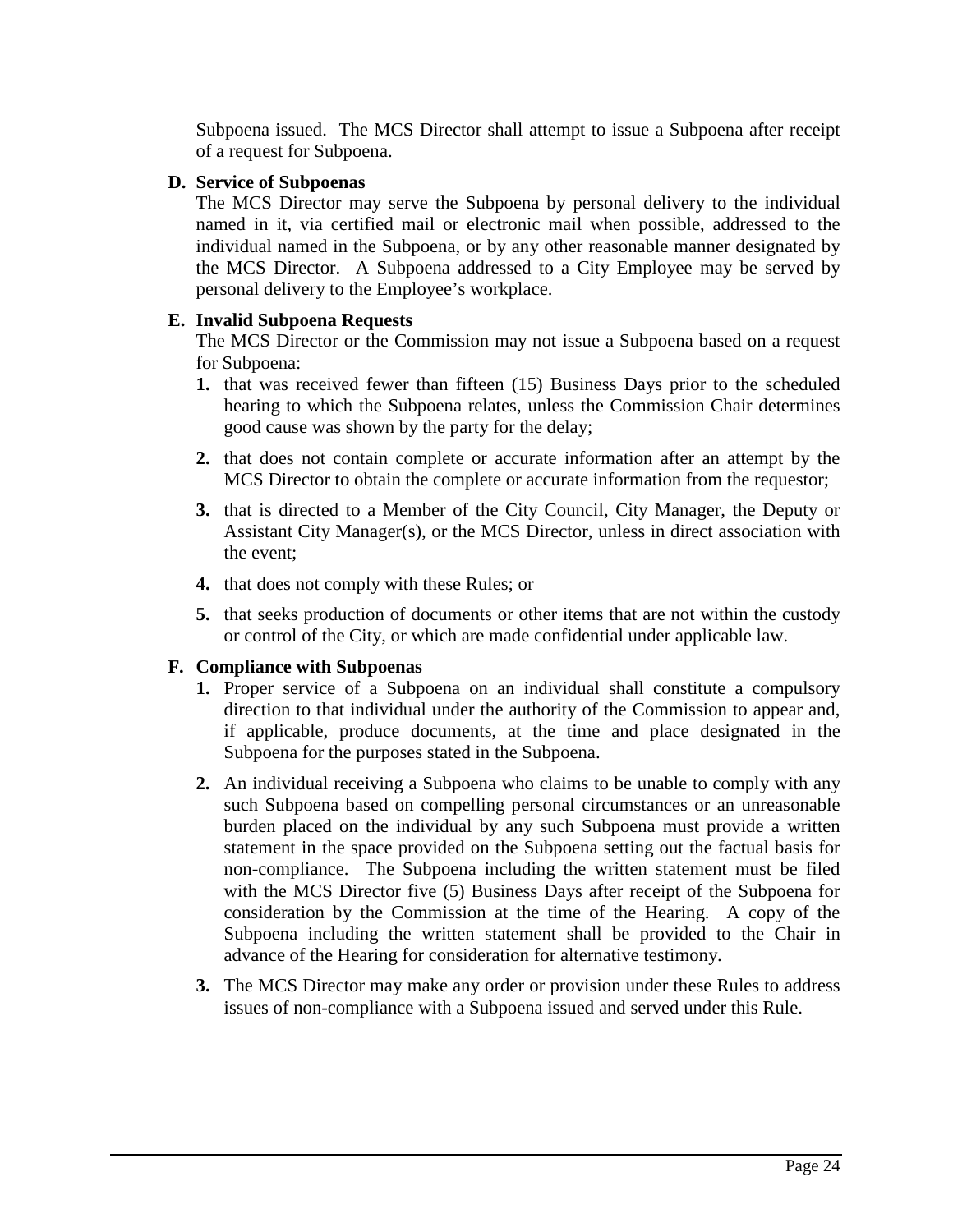Subpoena issued. The MCS Director shall attempt to issue a Subpoena after receipt of a request for Subpoena.

**D. Service of Subpoenas**

The MCS Director may serve the Subpoena by personal delivery to the individual named in it, via certified mail or electronic mail when possible, addressed to the individual named in the Subpoena, or by any other reasonable manner designated by the MCS Director. A Subpoena addressed to a City Employee may be served by personal delivery to the Employee's workplace.

**E. Invalid Subpoena Requests**

The MCS Director or the Commission may not issue a Subpoena based on a request for Subpoena:

1. that was received fewer than fifteen (15) Business Days prior to the scheduled hearing to which the Subpoena relates, unless the Commission Chair determines good cause was shown by the party for the delay;
2. that does not contain complete or accurate information after an attempt by the MCS Director to obtain the complete or accurate information from the requestor;
3. that is directed to a Member of the City Council, City Manager, the Deputy or Assistant City Manager(s), or the MCS Director, unless in direct association with the event;
4. that does not comply with these Rules; or
5. that seeks production of documents or other items that are not within the custody or control of the City, or which are made confidential under applicable law.

**F. Compliance with Subpoenas**

1. Proper service of a Subpoena on an individual shall constitute a compulsory direction to that individual under the authority of the Commission to appear and, if applicable, produce documents, at the time and place designated in the Subpoena for the purposes stated in the Subpoena.
2. An individual receiving a Subpoena who claims to be unable to comply with any such Subpoena based on compelling personal circumstances or an unreasonable burden placed on the individual by any such Subpoena must provide a written statement in the space provided on the Subpoena setting out the factual basis for non-compliance. The Subpoena including the written statement must be filed with the MCS Director five (5) Business Days after receipt of the Subpoena for consideration by the Commission at the time of the Hearing. A copy of the Subpoena including the written statement shall be provided to the Chair in advance of the Hearing for consideration for alternative testimony.
3. The MCS Director may make any order or provision under these Rules to address issues of non-compliance with a Subpoena issued and served under this Rule.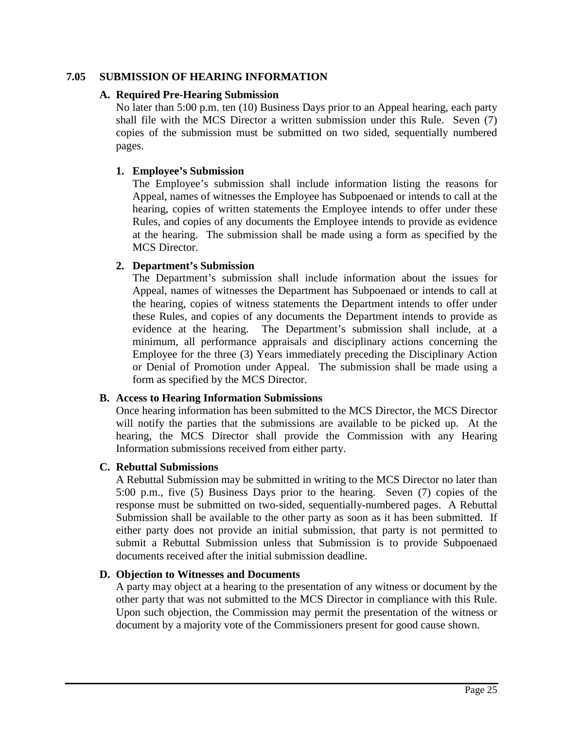## 7.05 SUBMISSION OF HEARING INFORMATION

### A. Required Pre-Hearing Submission

No later than 5:00 p.m. ten (10) Business Days prior to an Appeal hearing, each party shall file with the MCS Director a written submission under this Rule. Seven (7) copies of the submission must be submitted on two sided, sequentially numbered pages.

#### 1. Employee's Submission

The Employee's submission shall include information listing the reasons for Appeal, names of witnesses the Employee has Subpoenaed or intends to call at the hearing, copies of written statements the Employee intends to offer under these Rules, and copies of any documents the Employee intends to provide as evidence at the hearing. The submission shall be made using a form as specified by the MCS Director.

#### 2. Department's Submission

The Department's submission shall include information about the issues for Appeal, names of witnesses the Department has Subpoenaed or intends to call at the hearing, copies of witness statements the Department intends to offer under these Rules, and copies of any documents the Department intends to provide as evidence at the hearing. The Department's submission shall include, at a minimum, all performance appraisals and disciplinary actions concerning the Employee for the three (3) Years immediately preceding the Disciplinary Action or Denial of Promotion under Appeal. The submission shall be made using a form as specified by the MCS Director.

### B. Access to Hearing Information Submissions

Once hearing information has been submitted to the MCS Director, the MCS Director will notify the parties that the submissions are available to be picked up. At the hearing, the MCS Director shall provide the Commission with any Hearing Information submissions received from either party.

### C. Rebuttal Submissions

A Rebuttal Submission may be submitted in writing to the MCS Director no later than 5:00 p.m., five (5) Business Days prior to the hearing. Seven (7) copies of the response must be submitted on two-sided, sequentially-numbered pages. A Rebuttal Submission shall be available to the other party as soon as it has been submitted. If either party does not provide an initial submission, that party is not permitted to submit a Rebuttal Submission unless that Submission is to provide Subpoenaed documents received after the initial submission deadline.

### D. Objection to Witnesses and Documents

A party may object at a hearing to the presentation of any witness or document by the other party that was not submitted to the MCS Director in compliance with this Rule. Upon such objection, the Commission may permit the presentation of the witness or document by a majority vote of the Commissioners present for good cause shown.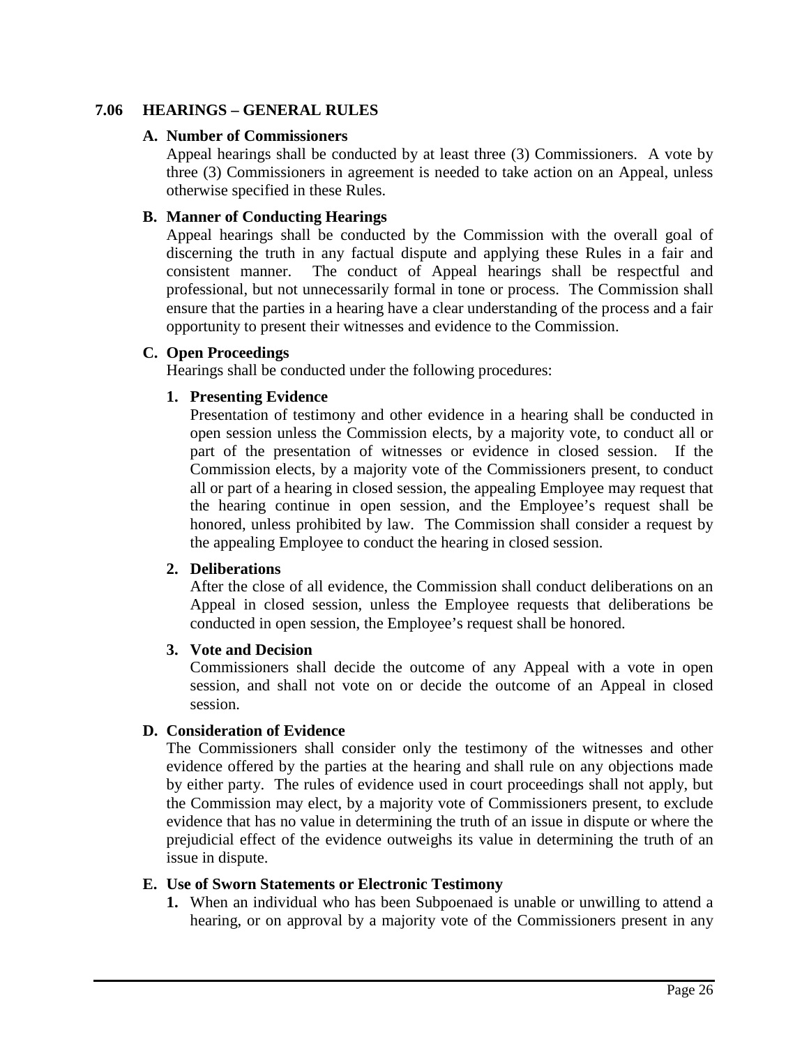## 7.06 HEARINGS – GENERAL RULES

### A. Number of Commissioners

Appeal hearings shall be conducted by at least three (3) Commissioners. A vote by three (3) Commissioners in agreement is needed to take action on an Appeal, unless otherwise specified in these Rules.

### B. Manner of Conducting Hearings

Appeal hearings shall be conducted by the Commission with the overall goal of discerning the truth in any factual dispute and applying these Rules in a fair and consistent manner. The conduct of Appeal hearings shall be respectful and professional, but not unnecessarily formal in tone or process. The Commission shall ensure that the parties in a hearing have a clear understanding of the process and a fair opportunity to present their witnesses and evidence to the Commission.

### C. Open Proceedings

Hearings shall be conducted under the following procedures:

#### 1. Presenting Evidence

Presentation of testimony and other evidence in a hearing shall be conducted in open session unless the Commission elects, by a majority vote, to conduct all or part of the presentation of witnesses or evidence in closed session. If the Commission elects, by a majority vote of the Commissioners present, to conduct all or part of a hearing in closed session, the appealing Employee may request that the hearing continue in open session, and the Employee's request shall be honored, unless prohibited by law. The Commission shall consider a request by the appealing Employee to conduct the hearing in closed session.

#### 2. Deliberations

After the close of all evidence, the Commission shall conduct deliberations on an Appeal in closed session, unless the Employee requests that deliberations be conducted in open session, the Employee's request shall be honored.

#### 3. Vote and Decision

Commissioners shall decide the outcome of any Appeal with a vote in open session, and shall not vote on or decide the outcome of an Appeal in closed session.

### D. Consideration of Evidence

The Commissioners shall consider only the testimony of the witnesses and other evidence offered by the parties at the hearing and shall rule on any objections made by either party. The rules of evidence used in court proceedings shall not apply, but the Commission may elect, by a majority vote of Commissioners present, to exclude evidence that has no value in determining the truth of an issue in dispute or where the prejudicial effect of the evidence outweighs its value in determining the truth of an issue in dispute.

### E. Use of Sworn Statements or Electronic Testimony

1. When an individual who has been Subpoenaed is unable or unwilling to attend a hearing, or on approval by a majority vote of the Commissioners present in any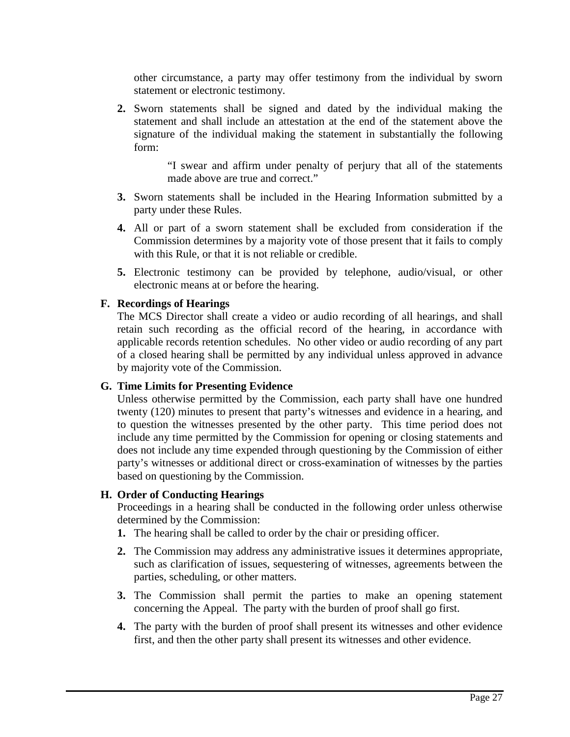other circumstance, a party may offer testimony from the individual by sworn statement or electronic testimony.

2. Sworn statements shall be signed and dated by the individual making the statement and shall include an attestation at the end of the statement above the signature of the individual making the statement in substantially the following form:

   > "I swear and affirm under penalty of perjury that all of the statements made above are true and correct."

3. Sworn statements shall be included in the Hearing Information submitted by a party under these Rules.

4. All or part of a sworn statement shall be excluded from consideration if the Commission determines by a majority vote of those present that it fails to comply with this Rule, or that it is not reliable or credible.

5. Electronic testimony can be provided by telephone, audio/visual, or other electronic means at or before the hearing.

**F. Recordings of Hearings**

The MCS Director shall create a video or audio recording of all hearings, and shall retain such recording as the official record of the hearing, in accordance with applicable records retention schedules. No other video or audio recording of any part of a closed hearing shall be permitted by any individual unless approved in advance by majority vote of the Commission.

**G. Time Limits for Presenting Evidence**

Unless otherwise permitted by the Commission, each party shall have one hundred twenty (120) minutes to present that party's witnesses and evidence in a hearing, and to question the witnesses presented by the other party. This time period does not include any time permitted by the Commission for opening or closing statements and does not include any time expended through questioning by the Commission of either party's witnesses or additional direct or cross-examination of witnesses by the parties based on questioning by the Commission.

**H. Order of Conducting Hearings**

Proceedings in a hearing shall be conducted in the following order unless otherwise determined by the Commission:

1. The hearing shall be called to order by the chair or presiding officer.

2. The Commission may address any administrative issues it determines appropriate, such as clarification of issues, sequestering of witnesses, agreements between the parties, scheduling, or other matters.

3. The Commission shall permit the parties to make an opening statement concerning the Appeal. The party with the burden of proof shall go first.

4. The party with the burden of proof shall present its witnesses and other evidence first, and then the other party shall present its witnesses and other evidence.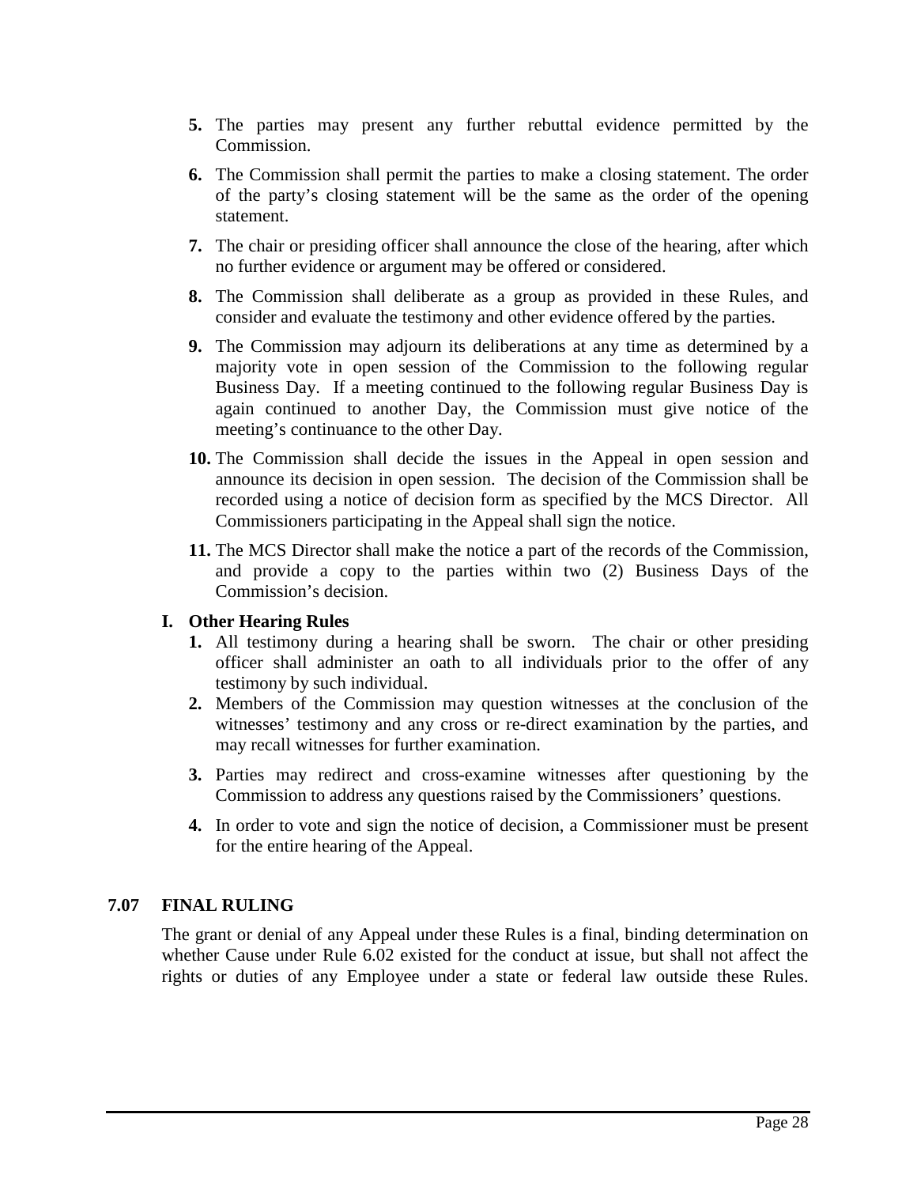**5.** The parties may present any further rebuttal evidence permitted by the Commission.

**6.** The Commission shall permit the parties to make a closing statement. The order of the party's closing statement will be the same as the order of the opening statement.

**7.** The chair or presiding officer shall announce the close of the hearing, after which no further evidence or argument may be offered or considered.

**8.** The Commission shall deliberate as a group as provided in these Rules, and consider and evaluate the testimony and other evidence offered by the parties.

**9.** The Commission may adjourn its deliberations at any time as determined by a majority vote in open session of the Commission to the following regular Business Day. If a meeting continued to the following regular Business Day is again continued to another Day, the Commission must give notice of the meeting's continuance to the other Day.

**10.** The Commission shall decide the issues in the Appeal in open session and announce its decision in open session. The decision of the Commission shall be recorded using a notice of decision form as specified by the MCS Director. All Commissioners participating in the Appeal shall sign the notice.

**11.** The MCS Director shall make the notice a part of the records of the Commission, and provide a copy to the parties within two (2) Business Days of the Commission's decision.

**I. Other Hearing Rules**

**1.** All testimony during a hearing shall be sworn. The chair or other presiding officer shall administer an oath to all individuals prior to the offer of any testimony by such individual.

**2.** Members of the Commission may question witnesses at the conclusion of the witnesses' testimony and any cross or re-direct examination by the parties, and may recall witnesses for further examination.

**3.** Parties may redirect and cross-examine witnesses after questioning by the Commission to address any questions raised by the Commissioners' questions.

**4.** In order to vote and sign the notice of decision, a Commissioner must be present for the entire hearing of the Appeal.

## 7.07 FINAL RULING

The grant or denial of any Appeal under these Rules is a final, binding determination on whether Cause under Rule 6.02 existed for the conduct at issue, but shall not affect the rights or duties of any Employee under a state or federal law outside these Rules.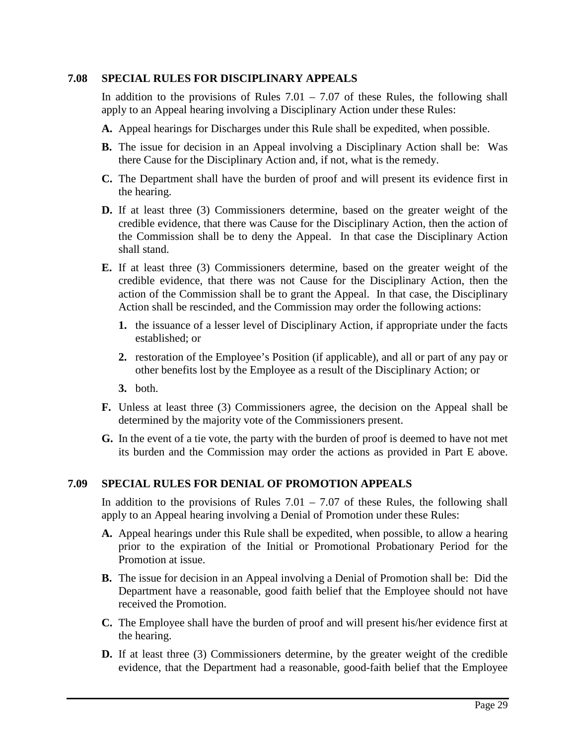## 7.08 SPECIAL RULES FOR DISCIPLINARY APPEALS

In addition to the provisions of Rules 7.01 – 7.07 of these Rules, the following shall apply to an Appeal hearing involving a Disciplinary Action under these Rules:

**A.** Appeal hearings for Discharges under this Rule shall be expedited, when possible.

**B.** The issue for decision in an Appeal involving a Disciplinary Action shall be: Was there Cause for the Disciplinary Action and, if not, what is the remedy.

**C.** The Department shall have the burden of proof and will present its evidence first in the hearing.

**D.** If at least three (3) Commissioners determine, based on the greater weight of the credible evidence, that there was Cause for the Disciplinary Action, then the action of the Commission shall be to deny the Appeal. In that case the Disciplinary Action shall stand.

**E.** If at least three (3) Commissioners determine, based on the greater weight of the credible evidence, that there was not Cause for the Disciplinary Action, then the action of the Commission shall be to grant the Appeal. In that case, the Disciplinary Action shall be rescinded, and the Commission may order the following actions:

1. the issuance of a lesser level of Disciplinary Action, if appropriate under the facts established; or
2. restoration of the Employee's Position (if applicable), and all or part of any pay or other benefits lost by the Employee as a result of the Disciplinary Action; or
3. both.

**F.** Unless at least three (3) Commissioners agree, the decision on the Appeal shall be determined by the majority vote of the Commissioners present.

**G.** In the event of a tie vote, the party with the burden of proof is deemed to have not met its burden and the Commission may order the actions as provided in Part E above.

## 7.09 SPECIAL RULES FOR DENIAL OF PROMOTION APPEALS

In addition to the provisions of Rules 7.01 – 7.07 of these Rules, the following shall apply to an Appeal hearing involving a Denial of Promotion under these Rules:

**A.** Appeal hearings under this Rule shall be expedited, when possible, to allow a hearing prior to the expiration of the Initial or Promotional Probationary Period for the Promotion at issue.

**B.** The issue for decision in an Appeal involving a Denial of Promotion shall be: Did the Department have a reasonable, good faith belief that the Employee should not have received the Promotion.

**C.** The Employee shall have the burden of proof and will present his/her evidence first at the hearing.

**D.** If at least three (3) Commissioners determine, by the greater weight of the credible evidence, that the Department had a reasonable, good-faith belief that the Employee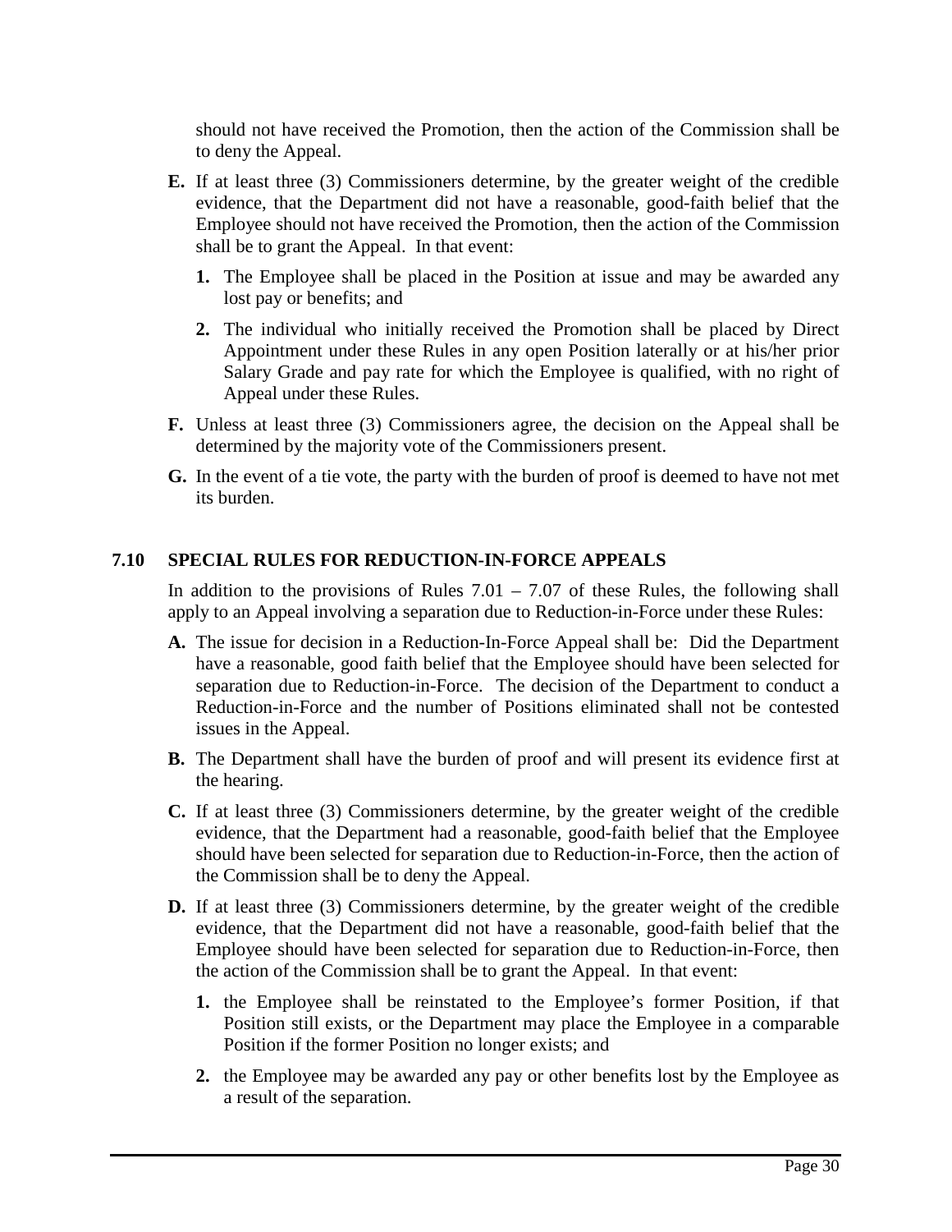should not have received the Promotion, then the action of the Commission shall be to deny the Appeal.

**E.** If at least three (3) Commissioners determine, by the greater weight of the credible evidence, that the Department did not have a reasonable, good-faith belief that the Employee should not have received the Promotion, then the action of the Commission shall be to grant the Appeal. In that event:

**1.** The Employee shall be placed in the Position at issue and may be awarded any lost pay or benefits; and

**2.** The individual who initially received the Promotion shall be placed by Direct Appointment under these Rules in any open Position laterally or at his/her prior Salary Grade and pay rate for which the Employee is qualified, with no right of Appeal under these Rules.

**F.** Unless at least three (3) Commissioners agree, the decision on the Appeal shall be determined by the majority vote of the Commissioners present.

**G.** In the event of a tie vote, the party with the burden of proof is deemed to have not met its burden.

## 7.10 SPECIAL RULES FOR REDUCTION-IN-FORCE APPEALS

In addition to the provisions of Rules 7.01 – 7.07 of these Rules, the following shall apply to an Appeal involving a separation due to Reduction-in-Force under these Rules:

**A.** The issue for decision in a Reduction-In-Force Appeal shall be: Did the Department have a reasonable, good faith belief that the Employee should have been selected for separation due to Reduction-in-Force. The decision of the Department to conduct a Reduction-in-Force and the number of Positions eliminated shall not be contested issues in the Appeal.

**B.** The Department shall have the burden of proof and will present its evidence first at the hearing.

**C.** If at least three (3) Commissioners determine, by the greater weight of the credible evidence, that the Department had a reasonable, good-faith belief that the Employee should have been selected for separation due to Reduction-in-Force, then the action of the Commission shall be to deny the Appeal.

**D.** If at least three (3) Commissioners determine, by the greater weight of the credible evidence, that the Department did not have a reasonable, good-faith belief that the Employee should have been selected for separation due to Reduction-in-Force, then the action of the Commission shall be to grant the Appeal. In that event:

**1.** the Employee shall be reinstated to the Employee's former Position, if that Position still exists, or the Department may place the Employee in a comparable Position if the former Position no longer exists; and

**2.** the Employee may be awarded any pay or other benefits lost by the Employee as a result of the separation.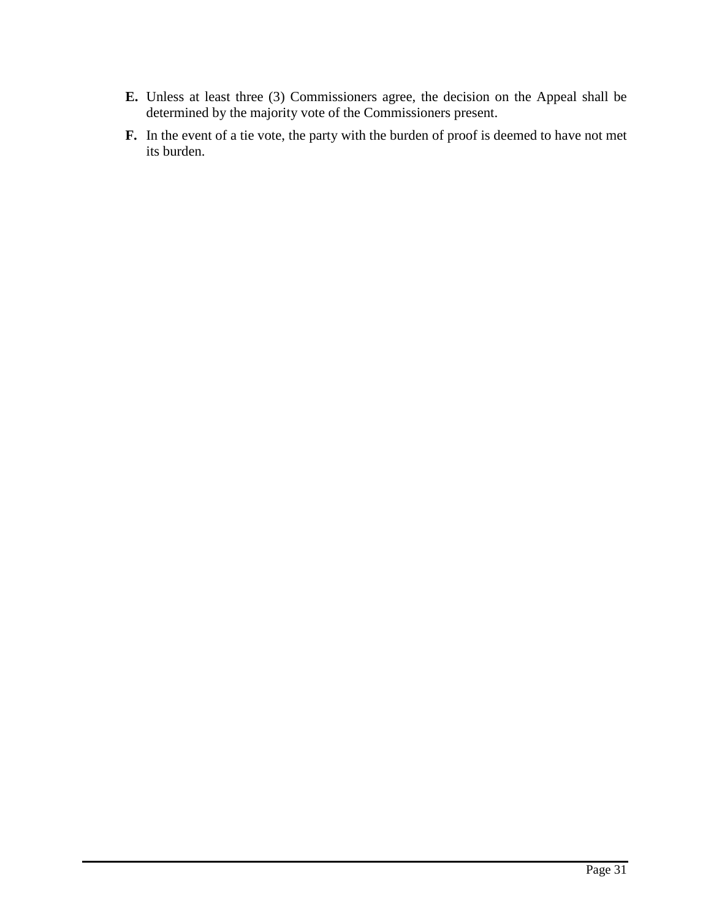**E.** Unless at least three (3) Commissioners agree, the decision on the Appeal shall be determined by the majority vote of the Commissioners present.

**F.** In the event of a tie vote, the party with the burden of proof is deemed to have not met its burden.